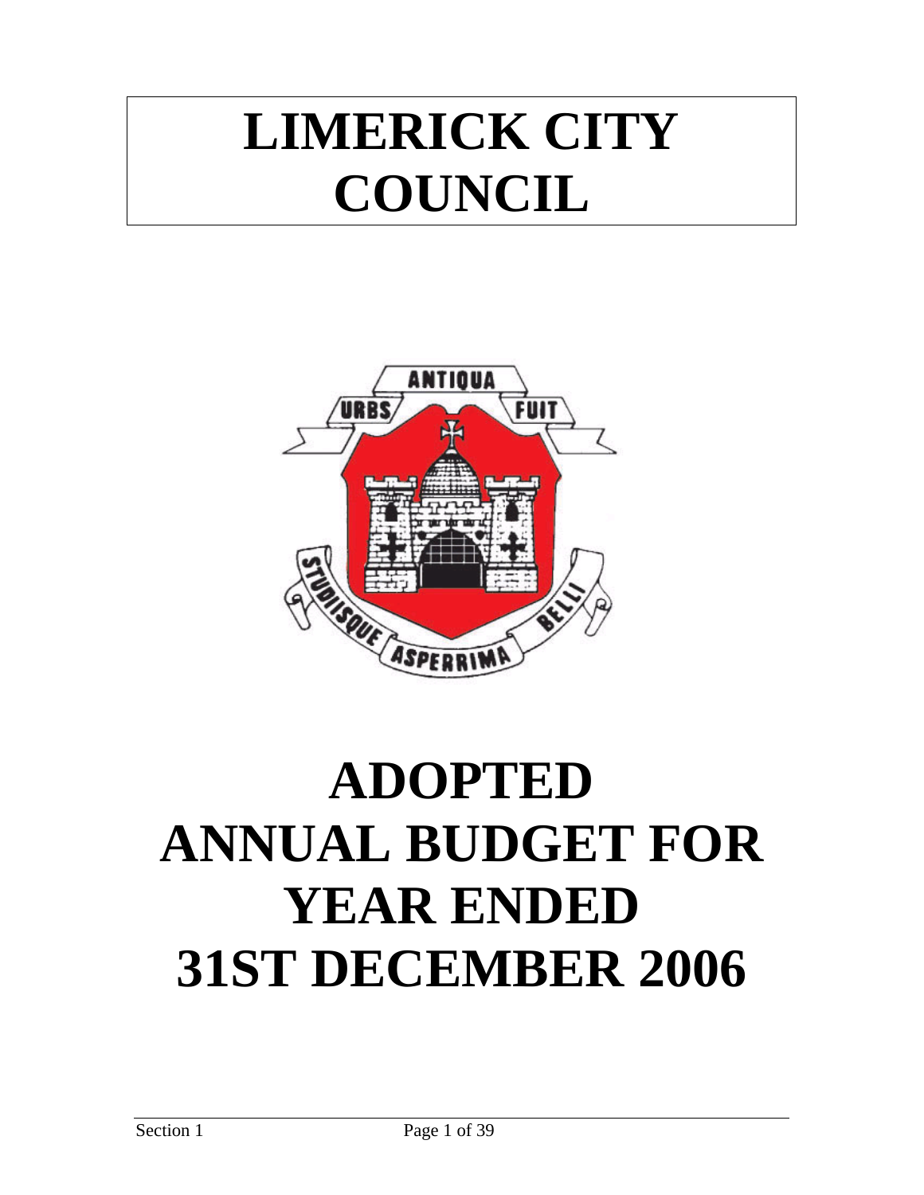# LIMERICK CITY COUNCIL

# ADOPTED ANNUAL BUDGET FOR YEAR ENDED 31ST DECEMBER 2006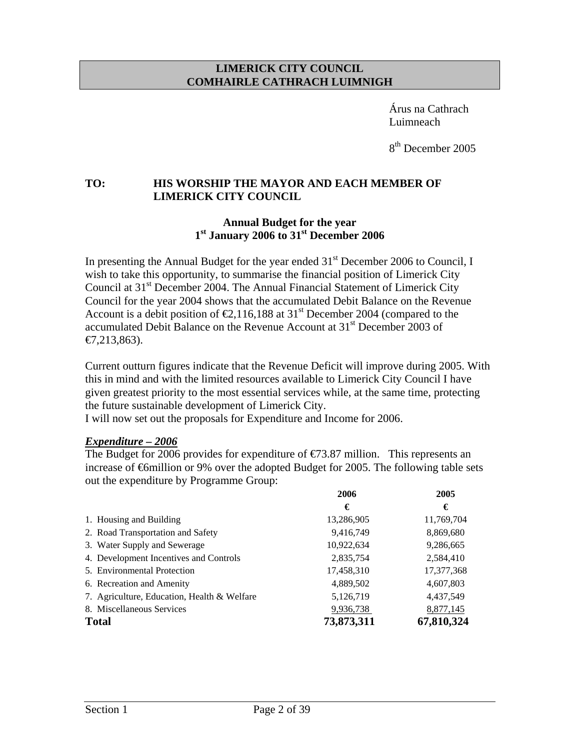**LIMERICK CITY COUNCIL**
**COMHAIRLE CATHRACH LUIMNIGH**

Árus na Cathrach
Luimneach

8th December 2005

**TO: HIS WORSHIP THE MAYOR AND EACH MEMBER OF LIMERICK CITY COUNCIL**

**Annual Budget for the year**
**1st January 2006 to 31st December 2006**

In presenting the Annual Budget for the year ended 31st December 2006 to Council, I wish to take this opportunity, to summarise the financial position of Limerick City Council at 31st December 2004. The Annual Financial Statement of Limerick City Council for the year 2004 shows that the accumulated Debit Balance on the Revenue Account is a debit position of €2,116,188 at 31st December 2004 (compared to the accumulated Debit Balance on the Revenue Account at 31st December 2003 of €7,213,863).

Current outturn figures indicate that the Revenue Deficit will improve during 2005. With this in mind and with the limited resources available to Limerick City Council I have given greatest priority to the most essential services while, at the same time, protecting the future sustainable development of Limerick City.
I will now set out the proposals for Expenditure and Income for 2006.

***Expenditure – 2006***

The Budget for 2006 provides for expenditure of €73.87 million. This represents an increase of €6million or 9% over the adopted Budget for 2005. The following table sets out the expenditure by Programme Group:

| | 2006 | 2005 |
|---|---|---|
| | € | € |
| 1. Housing and Building | 13,286,905 | 11,769,704 |
| 2. Road Transportation and Safety | 9,416,749 | 8,869,680 |
| 3. Water Supply and Sewerage | 10,922,634 | 9,286,665 |
| 4. Development Incentives and Controls | 2,835,754 | 2,584,410 |
| 5. Environmental Protection | 17,458,310 | 17,377,368 |
| 6. Recreation and Amenity | 4,889,502 | 4,607,803 |
| 7. Agriculture, Education, Health & Welfare | 5,126,719 | 4,437,549 |
| 8. Miscellaneous Services | 9,936,738 | 8,877,145 |
| **Total** | **73,873,311** | **67,810,324** |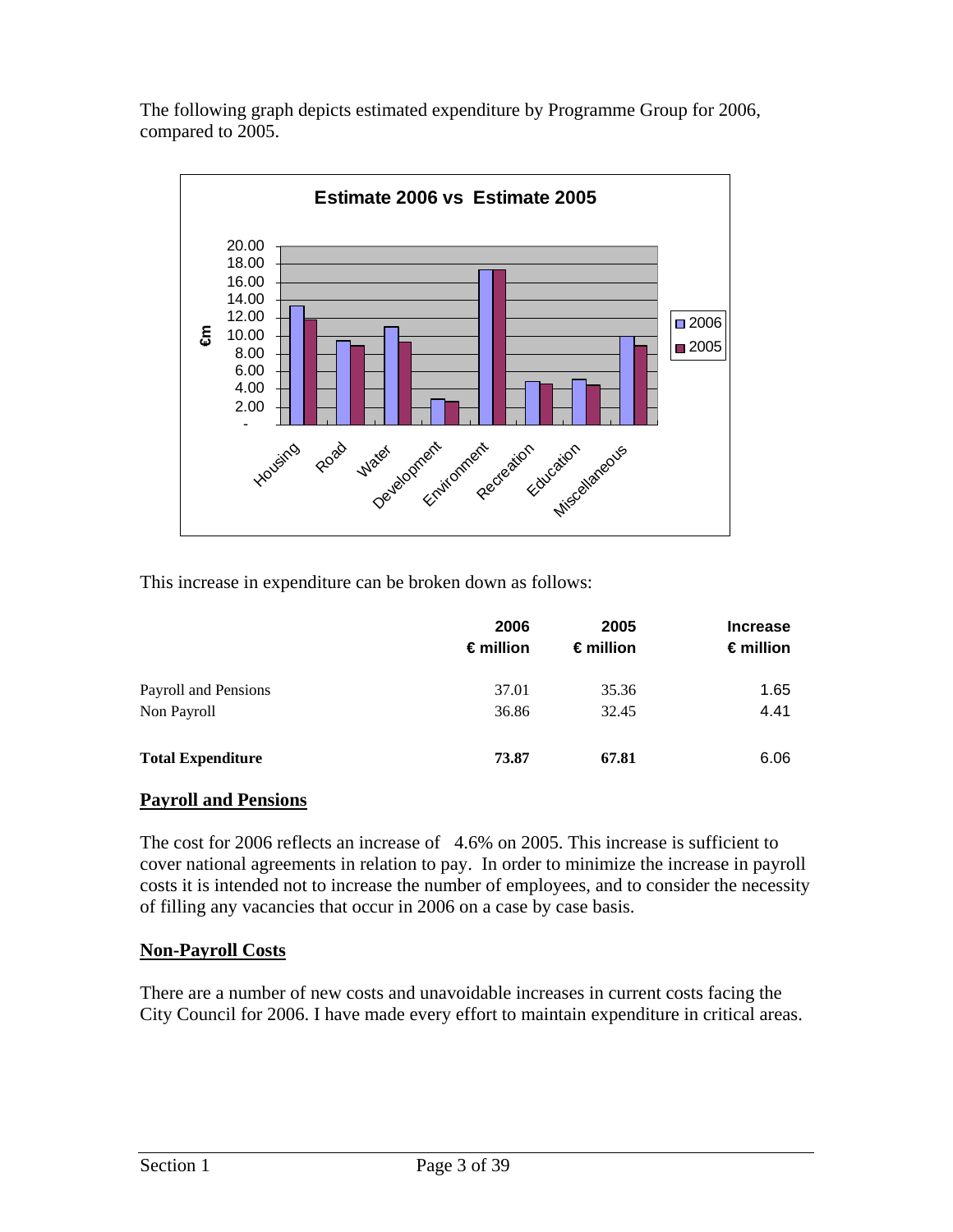The following graph depicts estimated expenditure by Programme Group for 2006, compared to 2005.

This increase in expenditure can be broken down as follows:

| | 2006 € million | 2005 € million | Increase € million |
|---|---|---|---|
| Payroll and Pensions | 37.01 | 35.36 | 1.65 |
| Non Payroll | 36.86 | 32.45 | 4.41 |
| **Total Expenditure** | **73.87** | **67.81** | 6.06 |

## Payroll and Pensions

The cost for 2006 reflects an increase of 4.6% on 2005. This increase is sufficient to cover national agreements in relation to pay. In order to minimize the increase in payroll costs it is intended not to increase the number of employees, and to consider the necessity of filling any vacancies that occur in 2006 on a case by case basis.

## Non-Payroll Costs

There are a number of new costs and unavoidable increases in current costs facing the City Council for 2006. I have made every effort to maintain expenditure in critical areas.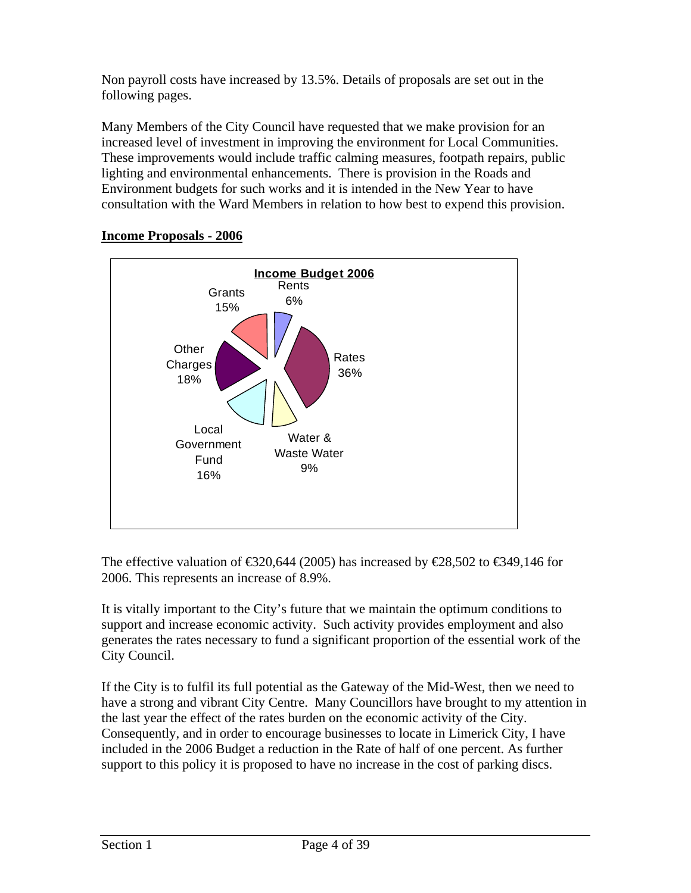Non payroll costs have increased by 13.5%. Details of proposals are set out in the following pages.

Many Members of the City Council have requested that we make provision for an increased level of investment in improving the environment for Local Communities. These improvements would include traffic calming measures, footpath repairs, public lighting and environmental enhancements. There is provision in the Roads and Environment budgets for such works and it is intended in the New Year to have consultation with the Ward Members in relation to how best to expend this provision.

## Income Proposals - 2006

**Income Budget 2006**

| Source | Share |
|---|---|
| Rents | 6% |
| Rates | 36% |
| Water & Waste Water | 9% |
| Local Government Fund | 16% |
| Other Charges | 18% |
| Grants | 15% |

The effective valuation of €320,644 (2005) has increased by €28,502 to €349,146 for 2006. This represents an increase of 8.9%.

It is vitally important to the City's future that we maintain the optimum conditions to support and increase economic activity. Such activity provides employment and also generates the rates necessary to fund a significant proportion of the essential work of the City Council.

If the City is to fulfil its full potential as the Gateway of the Mid-West, then we need to have a strong and vibrant City Centre. Many Councillors have brought to my attention in the last year the effect of the rates burden on the economic activity of the City. Consequently, and in order to encourage businesses to locate in Limerick City, I have included in the 2006 Budget a reduction in the Rate of half of one percent. As further support to this policy it is proposed to have no increase in the cost of parking discs.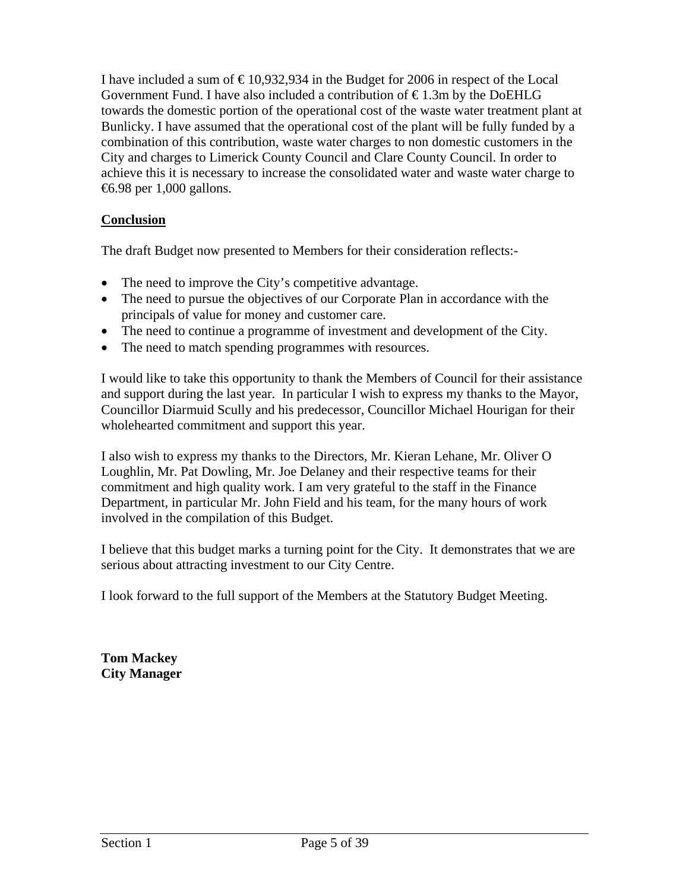I have included a sum of € 10,932,934 in the Budget for 2006 in respect of the Local Government Fund. I have also included a contribution of € 1.3m by the DoEHLG towards the domestic portion of the operational cost of the waste water treatment plant at Bunlicky. I have assumed that the operational cost of the plant will be fully funded by a combination of this contribution, waste water charges to non domestic customers in the City and charges to Limerick County Council and Clare County Council. In order to achieve this it is necessary to increase the consolidated water and waste water charge to €6.98 per 1,000 gallons.

## Conclusion

The draft Budget now presented to Members for their consideration reflects:-

- The need to improve the City's competitive advantage.
- The need to pursue the objectives of our Corporate Plan in accordance with the principals of value for money and customer care.
- The need to continue a programme of investment and development of the City.
- The need to match spending programmes with resources.

I would like to take this opportunity to thank the Members of Council for their assistance and support during the last year. In particular I wish to express my thanks to the Mayor, Councillor Diarmuid Scully and his predecessor, Councillor Michael Hourigan for their wholehearted commitment and support this year.

I also wish to express my thanks to the Directors, Mr. Kieran Lehane, Mr. Oliver O Loughlin, Mr. Pat Dowling, Mr. Joe Delaney and their respective teams for their commitment and high quality work. I am very grateful to the staff in the Finance Department, in particular Mr. John Field and his team, for the many hours of work involved in the compilation of this Budget.

I believe that this budget marks a turning point for the City. It demonstrates that we are serious about attracting investment to our City Centre.

I look forward to the full support of the Members at the Statutory Budget Meeting.

**Tom Mackey**
**City Manager**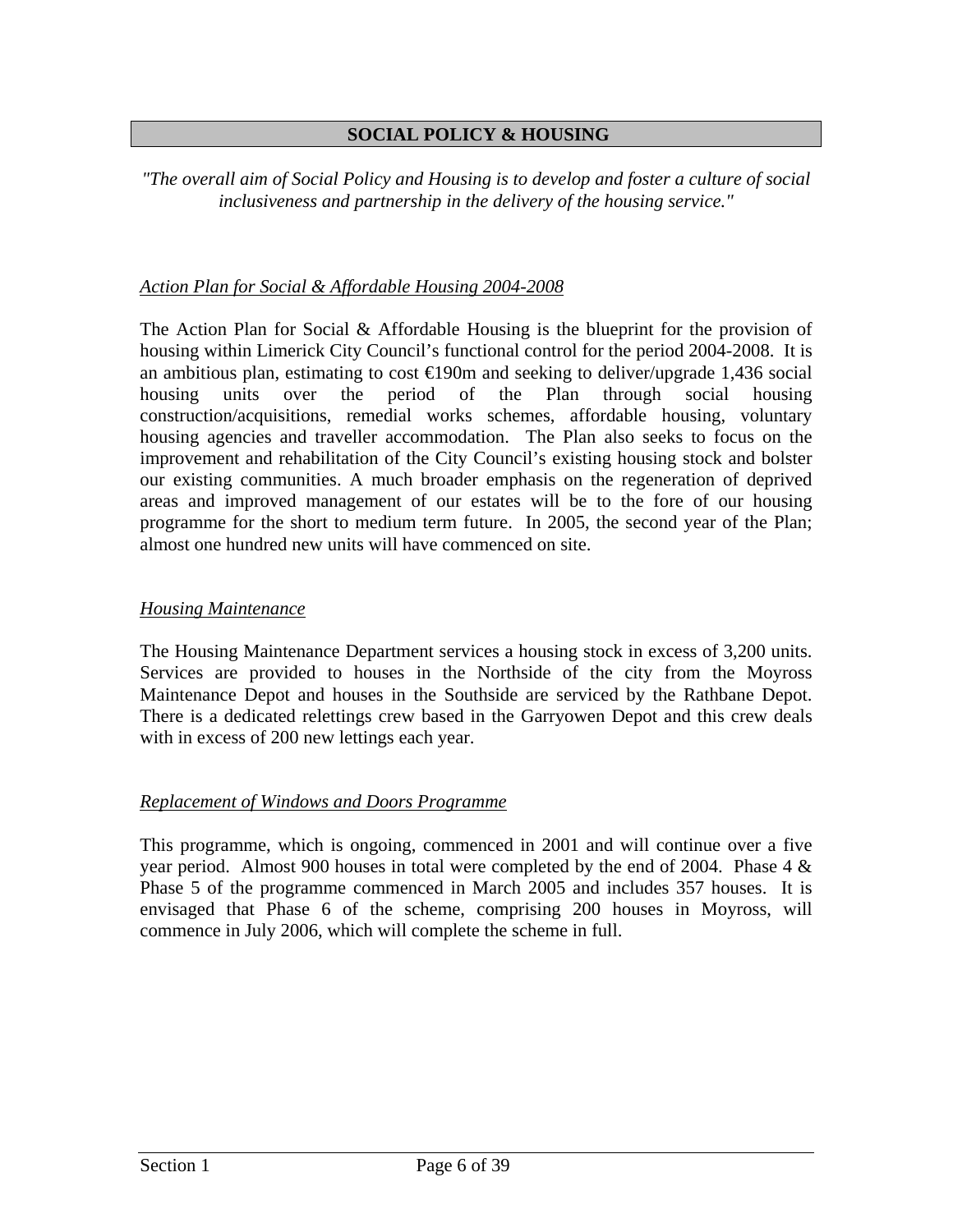## SOCIAL POLICY & HOUSING

*"The overall aim of Social Policy and Housing is to develop and foster a culture of social inclusiveness and partnership in the delivery of the housing service."*

### *Action Plan for Social & Affordable Housing 2004-2008*

The Action Plan for Social & Affordable Housing is the blueprint for the provision of housing within Limerick City Council's functional control for the period 2004-2008. It is an ambitious plan, estimating to cost €190m and seeking to deliver/upgrade 1,436 social housing units over the period of the Plan through social housing construction/acquisitions, remedial works schemes, affordable housing, voluntary housing agencies and traveller accommodation. The Plan also seeks to focus on the improvement and rehabilitation of the City Council's existing housing stock and bolster our existing communities. A much broader emphasis on the regeneration of deprived areas and improved management of our estates will be to the fore of our housing programme for the short to medium term future. In 2005, the second year of the Plan; almost one hundred new units will have commenced on site.

### *Housing Maintenance*

The Housing Maintenance Department services a housing stock in excess of 3,200 units. Services are provided to houses in the Northside of the city from the Moyross Maintenance Depot and houses in the Southside are serviced by the Rathbane Depot. There is a dedicated relettings crew based in the Garryowen Depot and this crew deals with in excess of 200 new lettings each year.

### *Replacement of Windows and Doors Programme*

This programme, which is ongoing, commenced in 2001 and will continue over a five year period. Almost 900 houses in total were completed by the end of 2004. Phase 4 & Phase 5 of the programme commenced in March 2005 and includes 357 houses. It is envisaged that Phase 6 of the scheme, comprising 200 houses in Moyross, will commence in July 2006, which will complete the scheme in full.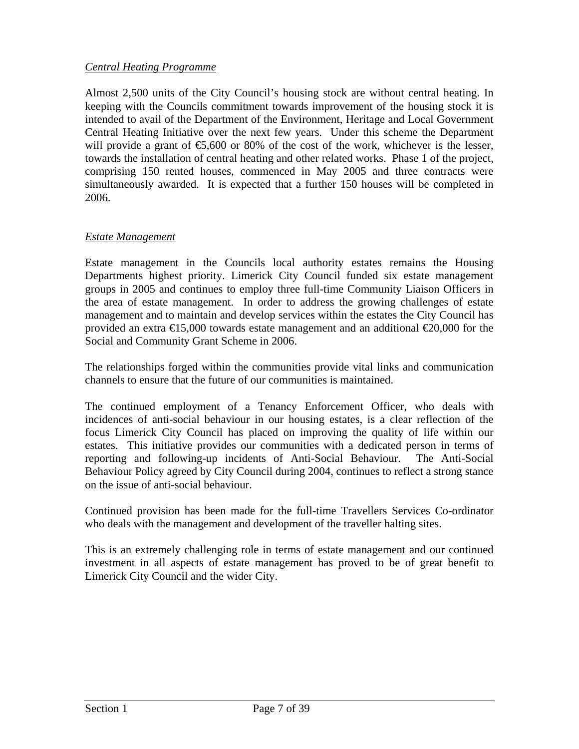*Central Heating Programme*

Almost 2,500 units of the City Council's housing stock are without central heating. In keeping with the Councils commitment towards improvement of the housing stock it is intended to avail of the Department of the Environment, Heritage and Local Government Central Heating Initiative over the next few years. Under this scheme the Department will provide a grant of €5,600 or 80% of the cost of the work, whichever is the lesser, towards the installation of central heating and other related works. Phase 1 of the project, comprising 150 rented houses, commenced in May 2005 and three contracts were simultaneously awarded. It is expected that a further 150 houses will be completed in 2006.

*Estate Management*

Estate management in the Councils local authority estates remains the Housing Departments highest priority. Limerick City Council funded six estate management groups in 2005 and continues to employ three full-time Community Liaison Officers in the area of estate management. In order to address the growing challenges of estate management and to maintain and develop services within the estates the City Council has provided an extra €15,000 towards estate management and an additional €20,000 for the Social and Community Grant Scheme in 2006.

The relationships forged within the communities provide vital links and communication channels to ensure that the future of our communities is maintained.

The continued employment of a Tenancy Enforcement Officer, who deals with incidences of anti-social behaviour in our housing estates, is a clear reflection of the focus Limerick City Council has placed on improving the quality of life within our estates. This initiative provides our communities with a dedicated person in terms of reporting and following-up incidents of Anti-Social Behaviour. The Anti-Social Behaviour Policy agreed by City Council during 2004, continues to reflect a strong stance on the issue of anti-social behaviour.

Continued provision has been made for the full-time Travellers Services Co-ordinator who deals with the management and development of the traveller halting sites.

This is an extremely challenging role in terms of estate management and our continued investment in all aspects of estate management has proved to be of great benefit to Limerick City Council and the wider City.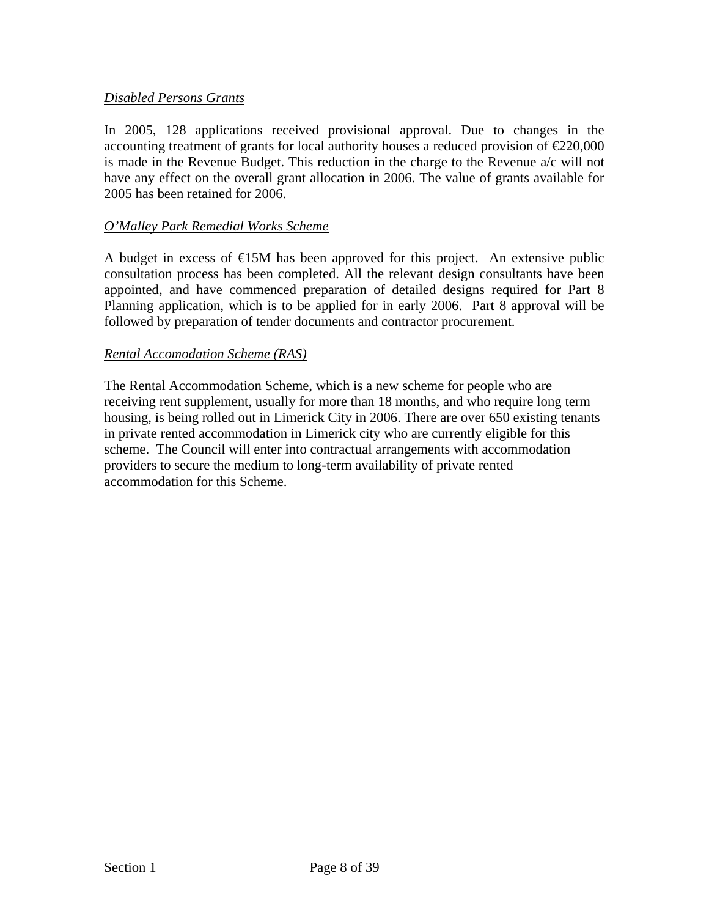*Disabled Persons Grants*

In 2005, 128 applications received provisional approval. Due to changes in the accounting treatment of grants for local authority houses a reduced provision of €220,000 is made in the Revenue Budget. This reduction in the charge to the Revenue a/c will not have any effect on the overall grant allocation in 2006. The value of grants available for 2005 has been retained for 2006.

*O'Malley Park Remedial Works Scheme*

A budget in excess of €15M has been approved for this project. An extensive public consultation process has been completed. All the relevant design consultants have been appointed, and have commenced preparation of detailed designs required for Part 8 Planning application, which is to be applied for in early 2006. Part 8 approval will be followed by preparation of tender documents and contractor procurement.

*Rental Accomodation Scheme (RAS)*

The Rental Accommodation Scheme, which is a new scheme for people who are receiving rent supplement, usually for more than 18 months, and who require long term housing, is being rolled out in Limerick City in 2006. There are over 650 existing tenants in private rented accommodation in Limerick city who are currently eligible for this scheme. The Council will enter into contractual arrangements with accommodation providers to secure the medium to long-term availability of private rented accommodation for this Scheme.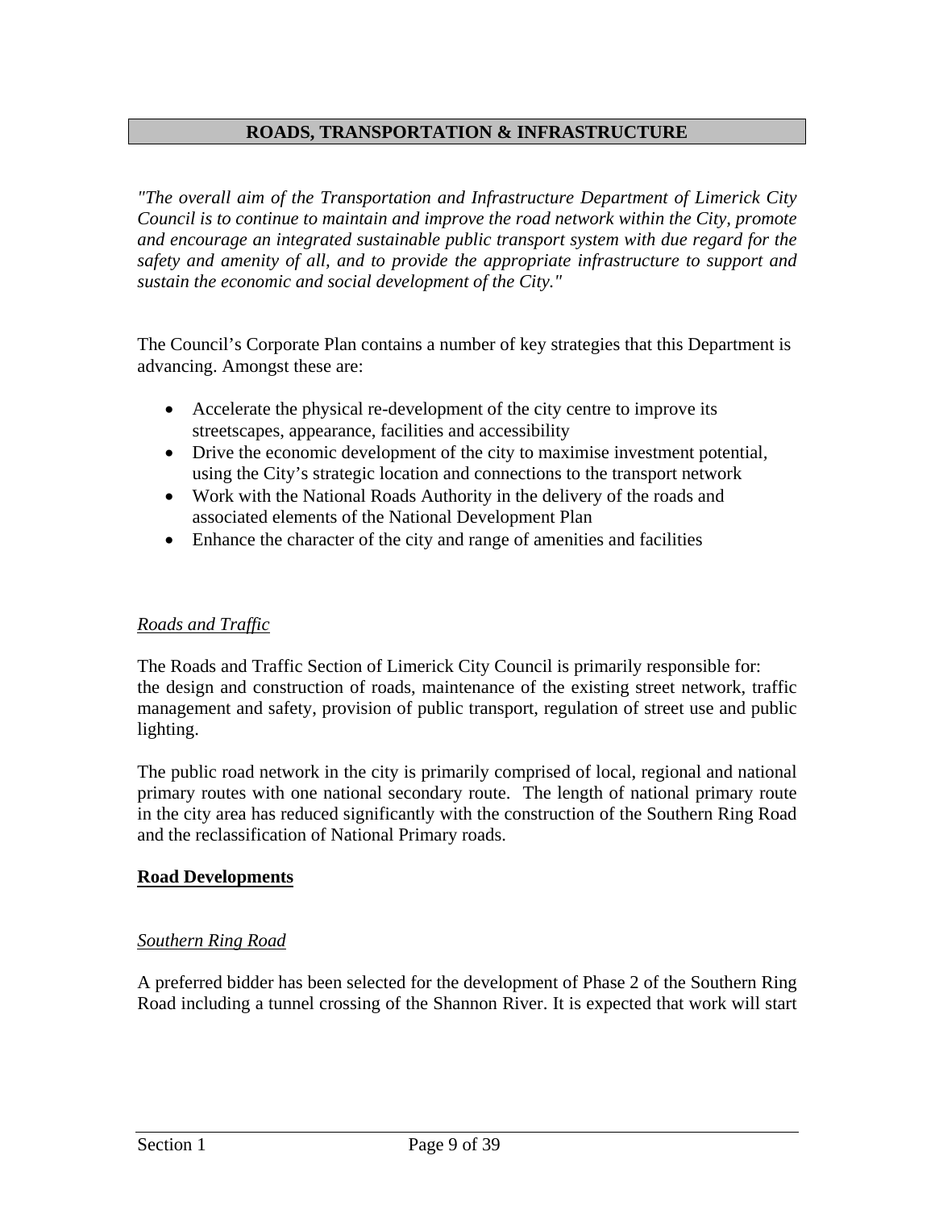## ROADS, TRANSPORTATION & INFRASTRUCTURE

*"The overall aim of the Transportation and Infrastructure Department of Limerick City Council is to continue to maintain and improve the road network within the City, promote and encourage an integrated sustainable public transport system with due regard for the safety and amenity of all, and to provide the appropriate infrastructure to support and sustain the economic and social development of the City."*

The Council's Corporate Plan contains a number of key strategies that this Department is advancing. Amongst these are:

- Accelerate the physical re-development of the city centre to improve its streetscapes, appearance, facilities and accessibility
- Drive the economic development of the city to maximise investment potential, using the City's strategic location and connections to the transport network
- Work with the National Roads Authority in the delivery of the roads and associated elements of the National Development Plan
- Enhance the character of the city and range of amenities and facilities

*Roads and Traffic*

The Roads and Traffic Section of Limerick City Council is primarily responsible for: the design and construction of roads, maintenance of the existing street network, traffic management and safety, provision of public transport, regulation of street use and public lighting.

The public road network in the city is primarily comprised of local, regional and national primary routes with one national secondary route. The length of national primary route in the city area has reduced significantly with the construction of the Southern Ring Road and the reclassification of National Primary roads.

### Road Developments

*Southern Ring Road*

A preferred bidder has been selected for the development of Phase 2 of the Southern Ring Road including a tunnel crossing of the Shannon River. It is expected that work will start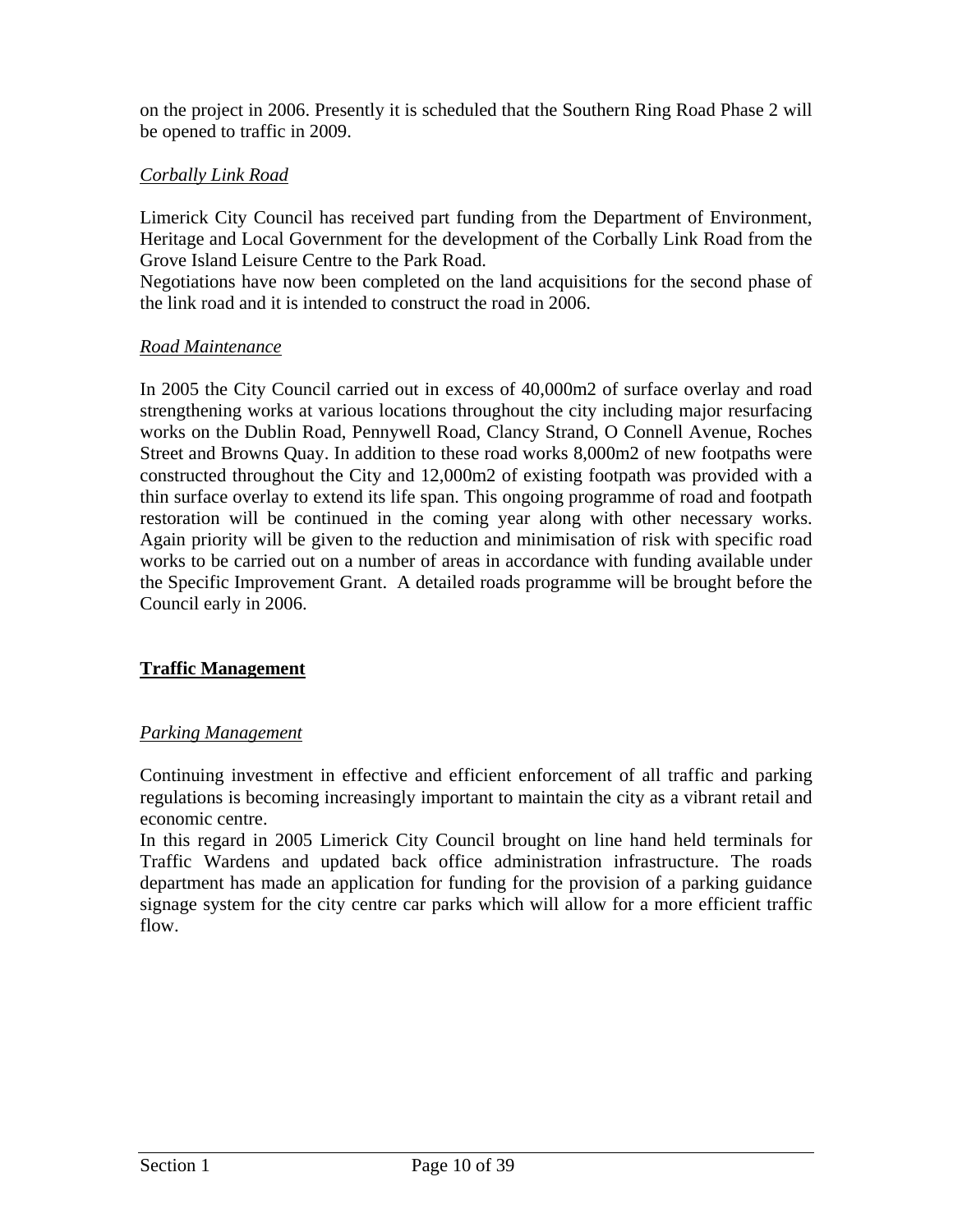on the project in 2006. Presently it is scheduled that the Southern Ring Road Phase 2 will be opened to traffic in 2009.

*Corbally Link Road*

Limerick City Council has received part funding from the Department of Environment, Heritage and Local Government for the development of the Corbally Link Road from the Grove Island Leisure Centre to the Park Road.
Negotiations have now been completed on the land acquisitions for the second phase of the link road and it is intended to construct the road in 2006.

*Road Maintenance*

In 2005 the City Council carried out in excess of 40,000m2 of surface overlay and road strengthening works at various locations throughout the city including major resurfacing works on the Dublin Road, Pennywell Road, Clancy Strand, O Connell Avenue, Roches Street and Browns Quay. In addition to these road works 8,000m2 of new footpaths were constructed throughout the City and 12,000m2 of existing footpath was provided with a thin surface overlay to extend its life span. This ongoing programme of road and footpath restoration will be continued in the coming year along with other necessary works. Again priority will be given to the reduction and minimisation of risk with specific road works to be carried out on a number of areas in accordance with funding available under the Specific Improvement Grant. A detailed roads programme will be brought before the Council early in 2006.

## Traffic Management

*Parking Management*

Continuing investment in effective and efficient enforcement of all traffic and parking regulations is becoming increasingly important to maintain the city as a vibrant retail and economic centre.
In this regard in 2005 Limerick City Council brought on line hand held terminals for Traffic Wardens and updated back office administration infrastructure. The roads department has made an application for funding for the provision of a parking guidance signage system for the city centre car parks which will allow for a more efficient traffic flow.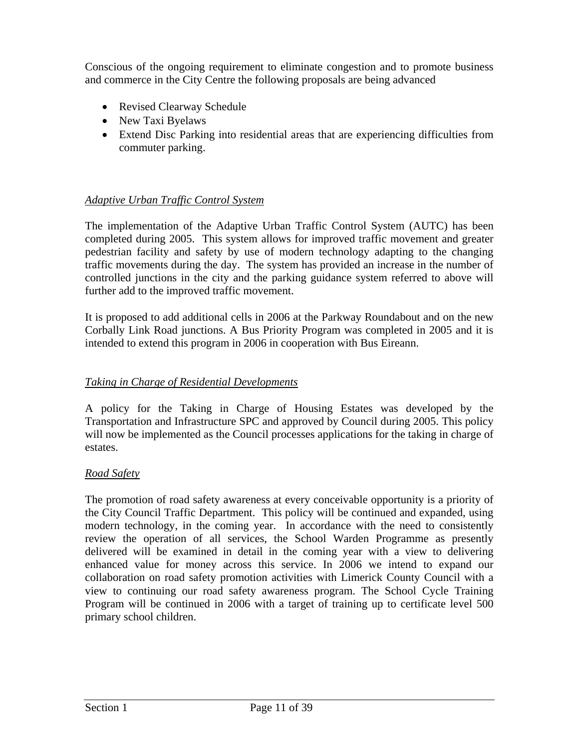Conscious of the ongoing requirement to eliminate congestion and to promote business and commerce in the City Centre the following proposals are being advanced

- Revised Clearway Schedule
- New Taxi Byelaws
- Extend Disc Parking into residential areas that are experiencing difficulties from commuter parking.

*Adaptive Urban Traffic Control System*

The implementation of the Adaptive Urban Traffic Control System (AUTC) has been completed during 2005. This system allows for improved traffic movement and greater pedestrian facility and safety by use of modern technology adapting to the changing traffic movements during the day. The system has provided an increase in the number of controlled junctions in the city and the parking guidance system referred to above will further add to the improved traffic movement.

It is proposed to add additional cells in 2006 at the Parkway Roundabout and on the new Corbally Link Road junctions. A Bus Priority Program was completed in 2005 and it is intended to extend this program in 2006 in cooperation with Bus Eireann.

*Taking in Charge of Residential Developments*

A policy for the Taking in Charge of Housing Estates was developed by the Transportation and Infrastructure SPC and approved by Council during 2005. This policy will now be implemented as the Council processes applications for the taking in charge of estates.

*Road Safety*

The promotion of road safety awareness at every conceivable opportunity is a priority of the City Council Traffic Department. This policy will be continued and expanded, using modern technology, in the coming year. In accordance with the need to consistently review the operation of all services, the School Warden Programme as presently delivered will be examined in detail in the coming year with a view to delivering enhanced value for money across this service. In 2006 we intend to expand our collaboration on road safety promotion activities with Limerick County Council with a view to continuing our road safety awareness program. The School Cycle Training Program will be continued in 2006 with a target of training up to certificate level 500 primary school children.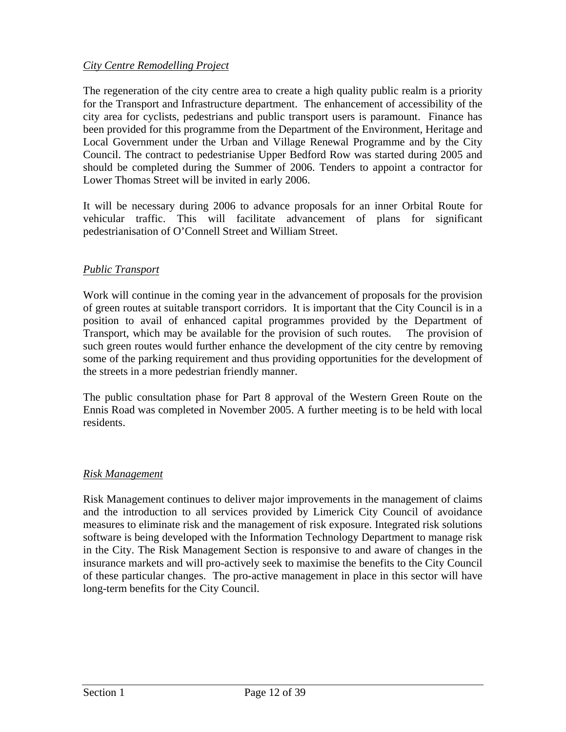*City Centre Remodelling Project*

The regeneration of the city centre area to create a high quality public realm is a priority for the Transport and Infrastructure department. The enhancement of accessibility of the city area for cyclists, pedestrians and public transport users is paramount. Finance has been provided for this programme from the Department of the Environment, Heritage and Local Government under the Urban and Village Renewal Programme and by the City Council. The contract to pedestrianise Upper Bedford Row was started during 2005 and should be completed during the Summer of 2006. Tenders to appoint a contractor for Lower Thomas Street will be invited in early 2006.

It will be necessary during 2006 to advance proposals for an inner Orbital Route for vehicular traffic. This will facilitate advancement of plans for significant pedestrianisation of O'Connell Street and William Street.

*Public Transport*

Work will continue in the coming year in the advancement of proposals for the provision of green routes at suitable transport corridors. It is important that the City Council is in a position to avail of enhanced capital programmes provided by the Department of Transport, which may be available for the provision of such routes. The provision of such green routes would further enhance the development of the city centre by removing some of the parking requirement and thus providing opportunities for the development of the streets in a more pedestrian friendly manner.

The public consultation phase for Part 8 approval of the Western Green Route on the Ennis Road was completed in November 2005. A further meeting is to be held with local residents.

*Risk Management*

Risk Management continues to deliver major improvements in the management of claims and the introduction to all services provided by Limerick City Council of avoidance measures to eliminate risk and the management of risk exposure. Integrated risk solutions software is being developed with the Information Technology Department to manage risk in the City. The Risk Management Section is responsive to and aware of changes in the insurance markets and will pro-actively seek to maximise the benefits to the City Council of these particular changes. The pro-active management in place in this sector will have long-term benefits for the City Council.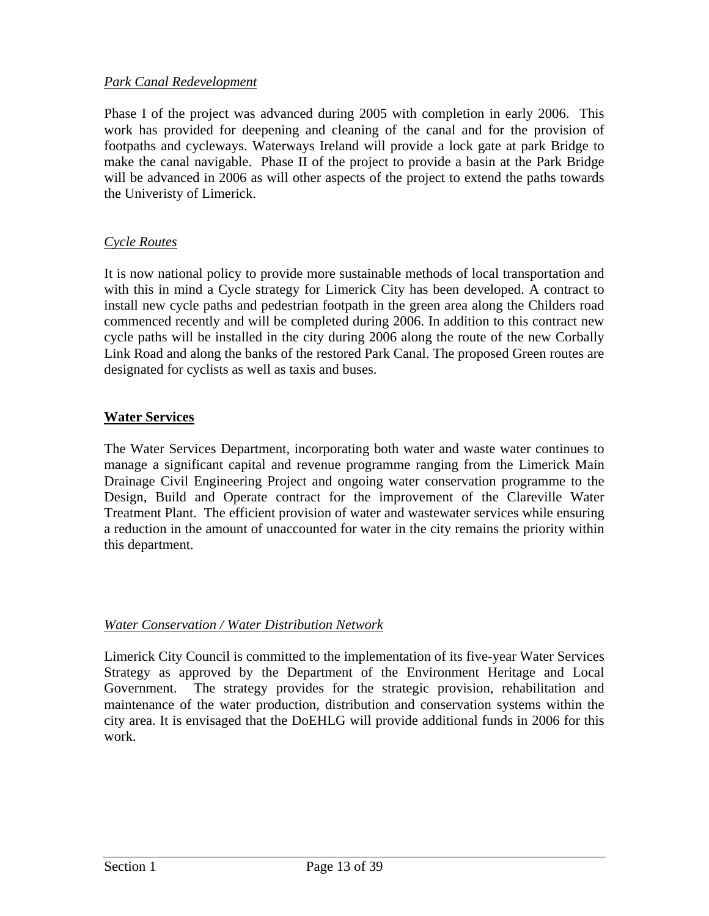*Park Canal Redevelopment*

Phase I of the project was advanced during 2005 with completion in early 2006. This work has provided for deepening and cleaning of the canal and for the provision of footpaths and cycleways. Waterways Ireland will provide a lock gate at park Bridge to make the canal navigable. Phase II of the project to provide a basin at the Park Bridge will be advanced in 2006 as will other aspects of the project to extend the paths towards the Univeristy of Limerick.

*Cycle Routes*

It is now national policy to provide more sustainable methods of local transportation and with this in mind a Cycle strategy for Limerick City has been developed. A contract to install new cycle paths and pedestrian footpath in the green area along the Childers road commenced recently and will be completed during 2006. In addition to this contract new cycle paths will be installed in the city during 2006 along the route of the new Corbally Link Road and along the banks of the restored Park Canal. The proposed Green routes are designated for cyclists as well as taxis and buses.

## Water Services

The Water Services Department, incorporating both water and waste water continues to manage a significant capital and revenue programme ranging from the Limerick Main Drainage Civil Engineering Project and ongoing water conservation programme to the Design, Build and Operate contract for the improvement of the Clareville Water Treatment Plant. The efficient provision of water and wastewater services while ensuring a reduction in the amount of unaccounted for water in the city remains the priority within this department.

*Water Conservation / Water Distribution Network*

Limerick City Council is committed to the implementation of its five-year Water Services Strategy as approved by the Department of the Environment Heritage and Local Government. The strategy provides for the strategic provision, rehabilitation and maintenance of the water production, distribution and conservation systems within the city area. It is envisaged that the DoEHLG will provide additional funds in 2006 for this work.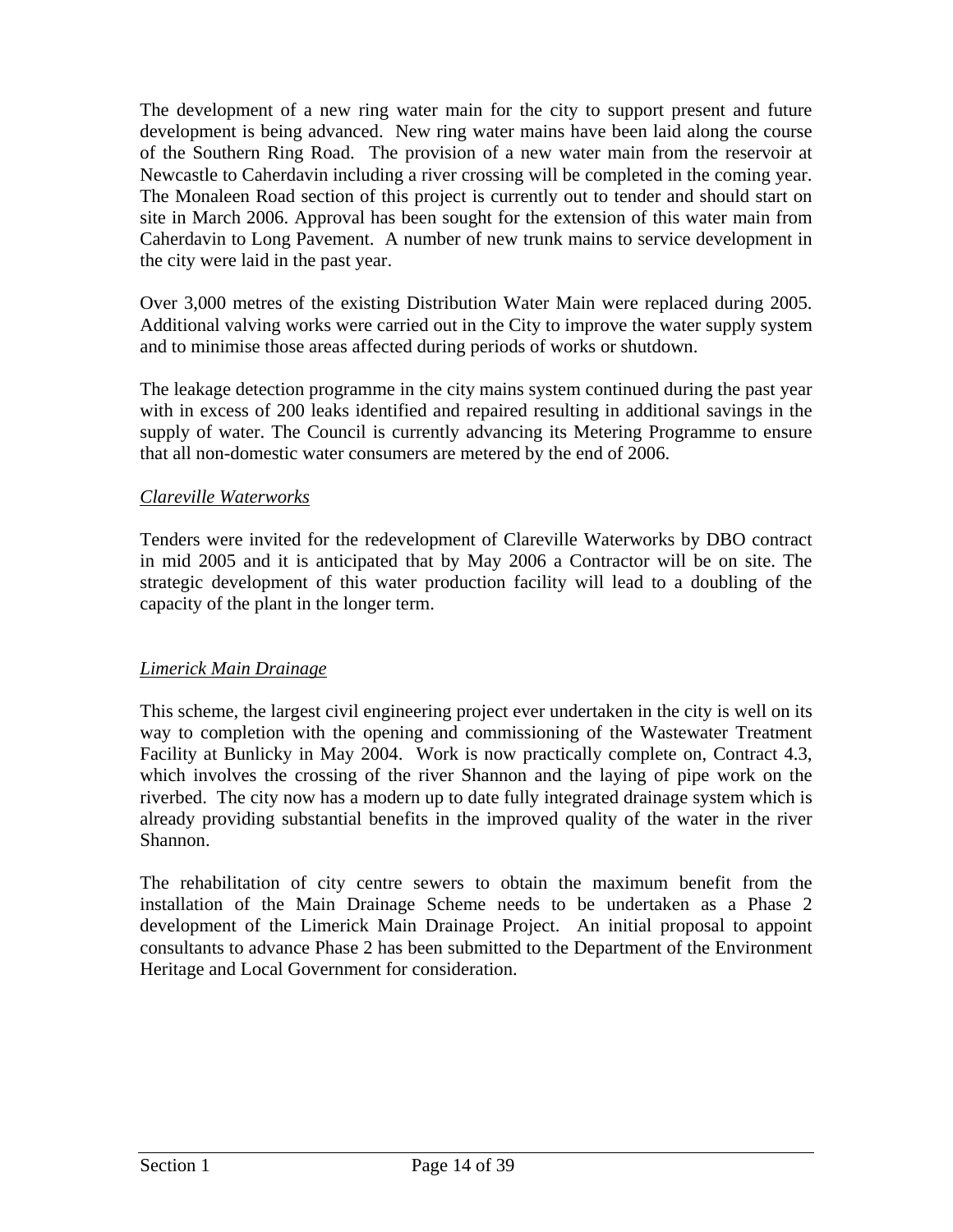The development of a new ring water main for the city to support present and future development is being advanced. New ring water mains have been laid along the course of the Southern Ring Road. The provision of a new water main from the reservoir at Newcastle to Caherdavin including a river crossing will be completed in the coming year. The Monaleen Road section of this project is currently out to tender and should start on site in March 2006. Approval has been sought for the extension of this water main from Caherdavin to Long Pavement. A number of new trunk mains to service development in the city were laid in the past year.

Over 3,000 metres of the existing Distribution Water Main were replaced during 2005. Additional valving works were carried out in the City to improve the water supply system and to minimise those areas affected during periods of works or shutdown.

The leakage detection programme in the city mains system continued during the past year with in excess of 200 leaks identified and repaired resulting in additional savings in the supply of water. The Council is currently advancing its Metering Programme to ensure that all non-domestic water consumers are metered by the end of 2006.

*Clareville Waterworks*

Tenders were invited for the redevelopment of Clareville Waterworks by DBO contract in mid 2005 and it is anticipated that by May 2006 a Contractor will be on site. The strategic development of this water production facility will lead to a doubling of the capacity of the plant in the longer term.

*Limerick Main Drainage*

This scheme, the largest civil engineering project ever undertaken in the city is well on its way to completion with the opening and commissioning of the Wastewater Treatment Facility at Bunlicky in May 2004. Work is now practically complete on, Contract 4.3, which involves the crossing of the river Shannon and the laying of pipe work on the riverbed. The city now has a modern up to date fully integrated drainage system which is already providing substantial benefits in the improved quality of the water in the river Shannon.

The rehabilitation of city centre sewers to obtain the maximum benefit from the installation of the Main Drainage Scheme needs to be undertaken as a Phase 2 development of the Limerick Main Drainage Project. An initial proposal to appoint consultants to advance Phase 2 has been submitted to the Department of the Environment Heritage and Local Government for consideration.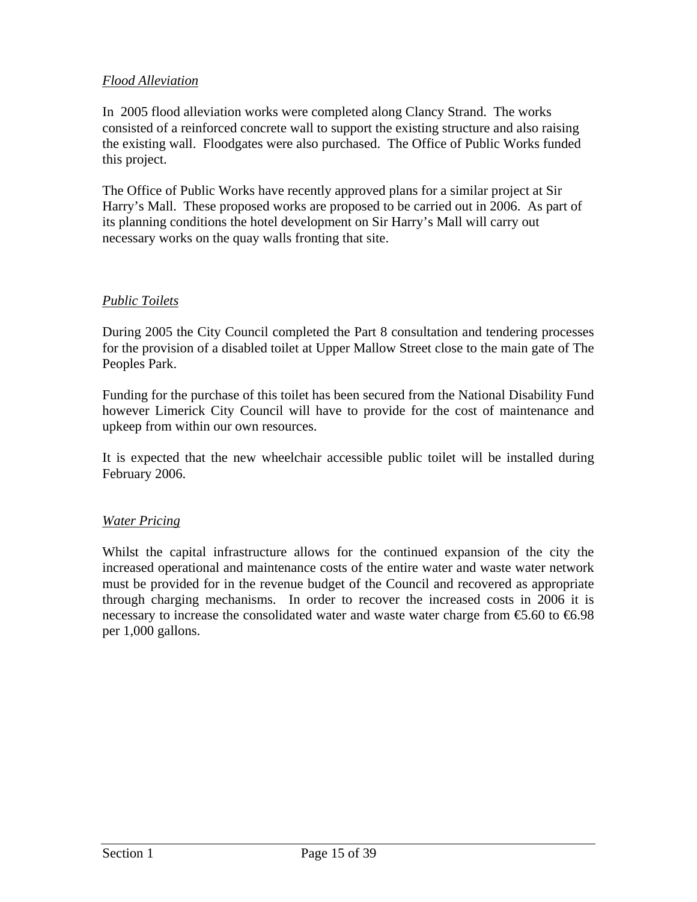*Flood Alleviation*

In 2005 flood alleviation works were completed along Clancy Strand. The works consisted of a reinforced concrete wall to support the existing structure and also raising the existing wall. Floodgates were also purchased. The Office of Public Works funded this project.

The Office of Public Works have recently approved plans for a similar project at Sir Harry's Mall. These proposed works are proposed to be carried out in 2006. As part of its planning conditions the hotel development on Sir Harry's Mall will carry out necessary works on the quay walls fronting that site.

*Public Toilets*

During 2005 the City Council completed the Part 8 consultation and tendering processes for the provision of a disabled toilet at Upper Mallow Street close to the main gate of The Peoples Park.

Funding for the purchase of this toilet has been secured from the National Disability Fund however Limerick City Council will have to provide for the cost of maintenance and upkeep from within our own resources.

It is expected that the new wheelchair accessible public toilet will be installed during February 2006.

*Water Pricing*

Whilst the capital infrastructure allows for the continued expansion of the city the increased operational and maintenance costs of the entire water and waste water network must be provided for in the revenue budget of the Council and recovered as appropriate through charging mechanisms. In order to recover the increased costs in 2006 it is necessary to increase the consolidated water and waste water charge from €5.60 to €6.98 per 1,000 gallons.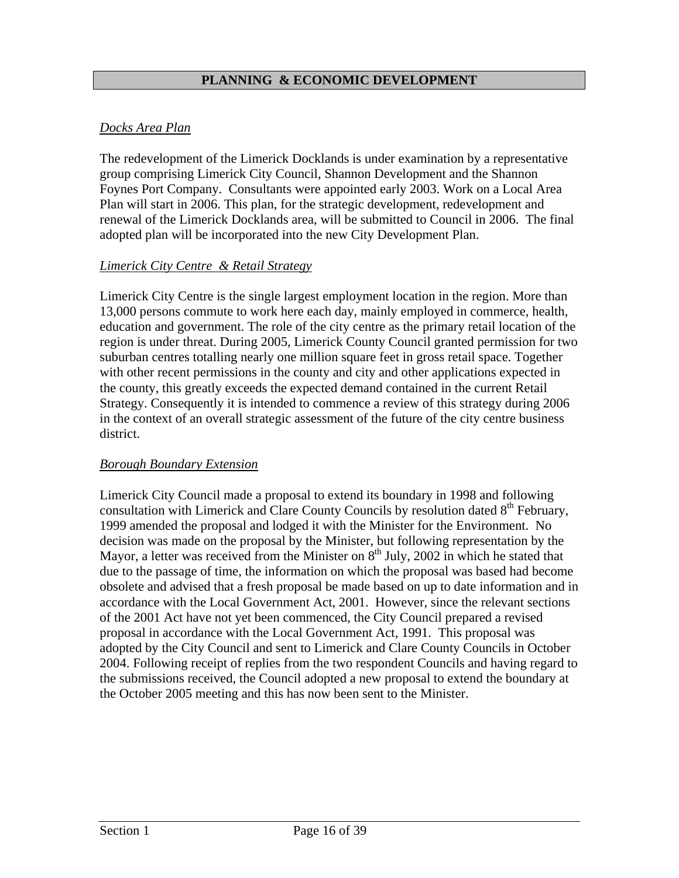## PLANNING & ECONOMIC DEVELOPMENT

### *Docks Area Plan*

The redevelopment of the Limerick Docklands is under examination by a representative group comprising Limerick City Council, Shannon Development and the Shannon Foynes Port Company. Consultants were appointed early 2003. Work on a Local Area Plan will start in 2006. This plan, for the strategic development, redevelopment and renewal of the Limerick Docklands area, will be submitted to Council in 2006. The final adopted plan will be incorporated into the new City Development Plan.

### *Limerick City Centre & Retail Strategy*

Limerick City Centre is the single largest employment location in the region. More than 13,000 persons commute to work here each day, mainly employed in commerce, health, education and government. The role of the city centre as the primary retail location of the region is under threat. During 2005, Limerick County Council granted permission for two suburban centres totalling nearly one million square feet in gross retail space. Together with other recent permissions in the county and city and other applications expected in the county, this greatly exceeds the expected demand contained in the current Retail Strategy. Consequently it is intended to commence a review of this strategy during 2006 in the context of an overall strategic assessment of the future of the city centre business district.

### *Borough Boundary Extension*

Limerick City Council made a proposal to extend its boundary in 1998 and following consultation with Limerick and Clare County Councils by resolution dated 8th February, 1999 amended the proposal and lodged it with the Minister for the Environment. No decision was made on the proposal by the Minister, but following representation by the Mayor, a letter was received from the Minister on 8th July, 2002 in which he stated that due to the passage of time, the information on which the proposal was based had become obsolete and advised that a fresh proposal be made based on up to date information and in accordance with the Local Government Act, 2001. However, since the relevant sections of the 2001 Act have not yet been commenced, the City Council prepared a revised proposal in accordance with the Local Government Act, 1991. This proposal was adopted by the City Council and sent to Limerick and Clare County Councils in October 2004. Following receipt of replies from the two respondent Councils and having regard to the submissions received, the Council adopted a new proposal to extend the boundary at the October 2005 meeting and this has now been sent to the Minister.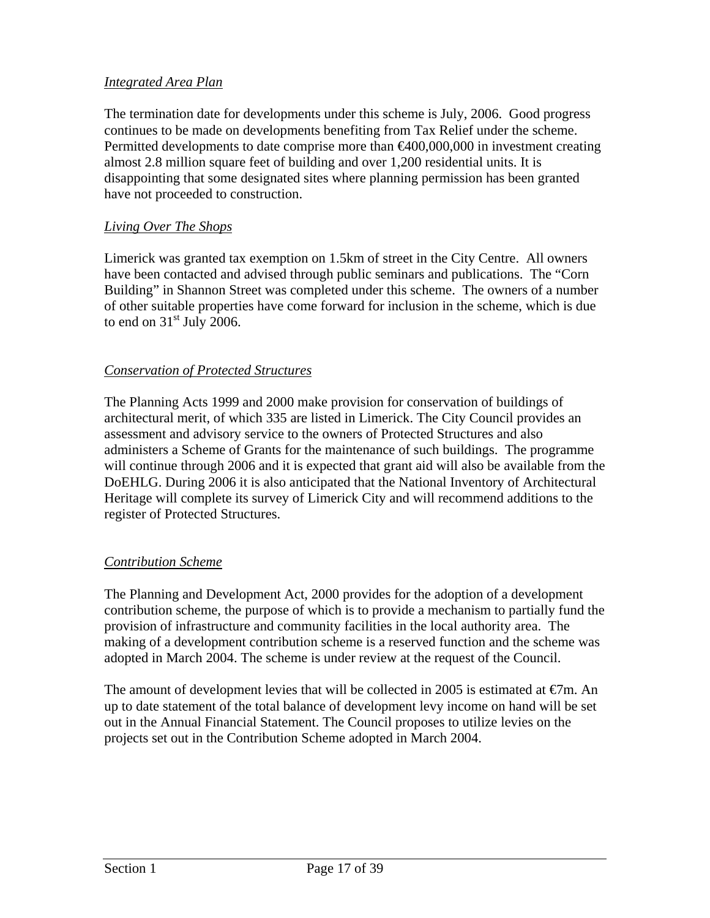*Integrated Area Plan*

The termination date for developments under this scheme is July, 2006. Good progress continues to be made on developments benefiting from Tax Relief under the scheme. Permitted developments to date comprise more than €400,000,000 in investment creating almost 2.8 million square feet of building and over 1,200 residential units. It is disappointing that some designated sites where planning permission has been granted have not proceeded to construction.

*Living Over The Shops*

Limerick was granted tax exemption on 1.5km of street in the City Centre. All owners have been contacted and advised through public seminars and publications. The "Corn Building" in Shannon Street was completed under this scheme. The owners of a number of other suitable properties have come forward for inclusion in the scheme, which is due to end on 31st July 2006.

*Conservation of Protected Structures*

The Planning Acts 1999 and 2000 make provision for conservation of buildings of architectural merit, of which 335 are listed in Limerick. The City Council provides an assessment and advisory service to the owners of Protected Structures and also administers a Scheme of Grants for the maintenance of such buildings. The programme will continue through 2006 and it is expected that grant aid will also be available from the DoEHLG. During 2006 it is also anticipated that the National Inventory of Architectural Heritage will complete its survey of Limerick City and will recommend additions to the register of Protected Structures.

*Contribution Scheme*

The Planning and Development Act, 2000 provides for the adoption of a development contribution scheme, the purpose of which is to provide a mechanism to partially fund the provision of infrastructure and community facilities in the local authority area. The making of a development contribution scheme is a reserved function and the scheme was adopted in March 2004. The scheme is under review at the request of the Council.

The amount of development levies that will be collected in 2005 is estimated at €7m. An up to date statement of the total balance of development levy income on hand will be set out in the Annual Financial Statement. The Council proposes to utilize levies on the projects set out in the Contribution Scheme adopted in March 2004.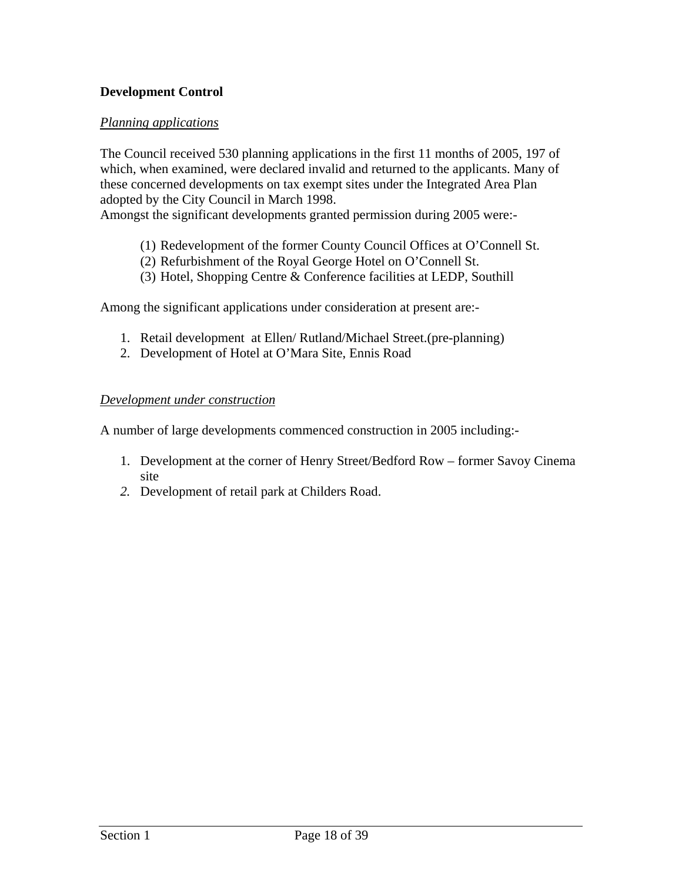**Development Control**

*Planning applications*

The Council received 530 planning applications in the first 11 months of 2005, 197 of which, when examined, were declared invalid and returned to the applicants. Many of these concerned developments on tax exempt sites under the Integrated Area Plan adopted by the City Council in March 1998.
Amongst the significant developments granted permission during 2005 were:-

(1) Redevelopment of the former County Council Offices at O'Connell St.
(2) Refurbishment of the Royal George Hotel on O'Connell St.
(3) Hotel, Shopping Centre & Conference facilities at LEDP, Southill

Among the significant applications under consideration at present are:-

1. Retail development at Ellen/ Rutland/Michael Street.(pre-planning)
2. Development of Hotel at O'Mara Site, Ennis Road

*Development under construction*

A number of large developments commenced construction in 2005 including:-

1. Development at the corner of Henry Street/Bedford Row – former Savoy Cinema site
2. Development of retail park at Childers Road.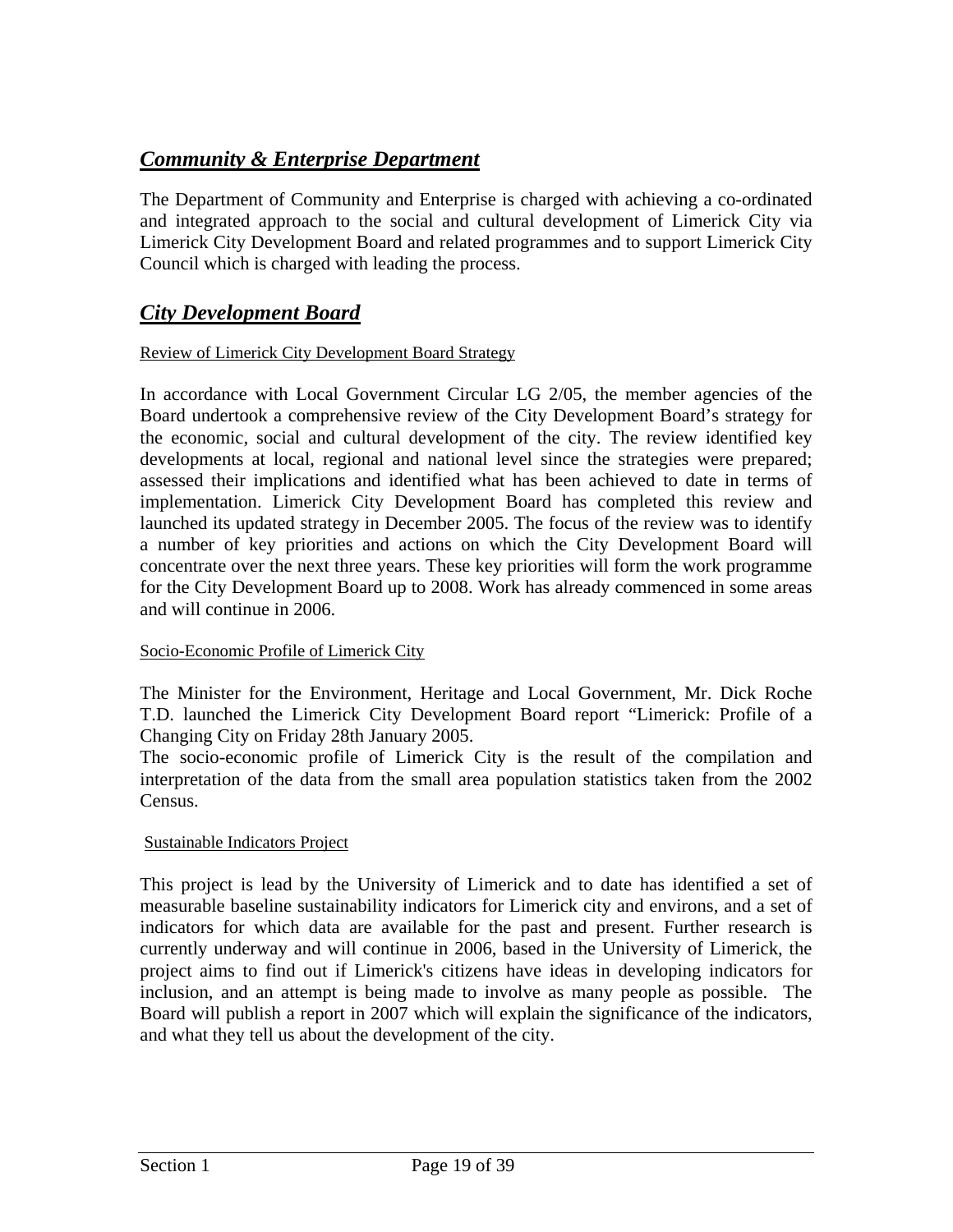## ***Community & Enterprise Department***

The Department of Community and Enterprise is charged with achieving a co-ordinated and integrated approach to the social and cultural development of Limerick City via Limerick City Development Board and related programmes and to support Limerick City Council which is charged with leading the process.

## ***City Development Board***

### Review of Limerick City Development Board Strategy

In accordance with Local Government Circular LG 2/05, the member agencies of the Board undertook a comprehensive review of the City Development Board's strategy for the economic, social and cultural development of the city. The review identified key developments at local, regional and national level since the strategies were prepared; assessed their implications and identified what has been achieved to date in terms of implementation. Limerick City Development Board has completed this review and launched its updated strategy in December 2005. The focus of the review was to identify a number of key priorities and actions on which the City Development Board will concentrate over the next three years. These key priorities will form the work programme for the City Development Board up to 2008. Work has already commenced in some areas and will continue in 2006.

### Socio-Economic Profile of Limerick City

The Minister for the Environment, Heritage and Local Government, Mr. Dick Roche T.D. launched the Limerick City Development Board report "Limerick: Profile of a Changing City on Friday 28th January 2005.
The socio-economic profile of Limerick City is the result of the compilation and interpretation of the data from the small area population statistics taken from the 2002 Census.

### Sustainable Indicators Project

This project is lead by the University of Limerick and to date has identified a set of measurable baseline sustainability indicators for Limerick city and environs, and a set of indicators for which data are available for the past and present. Further research is currently underway and will continue in 2006, based in the University of Limerick, the project aims to find out if Limerick's citizens have ideas in developing indicators for inclusion, and an attempt is being made to involve as many people as possible. The Board will publish a report in 2007 which will explain the significance of the indicators, and what they tell us about the development of the city.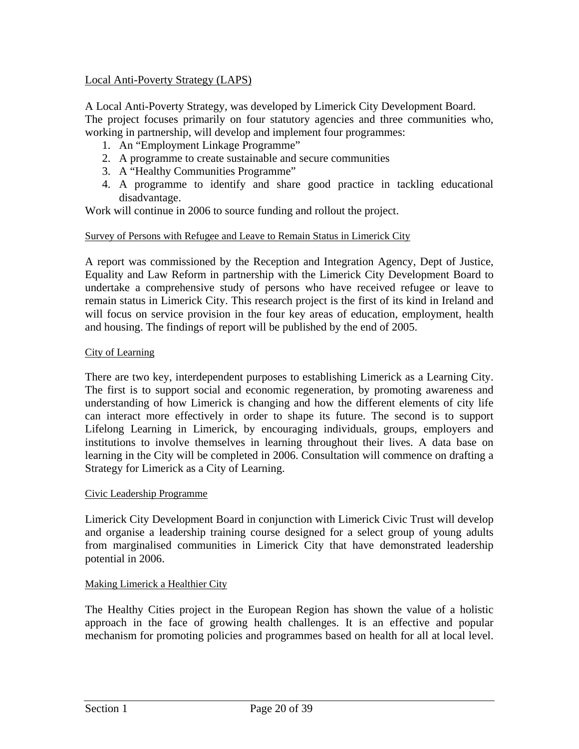## Local Anti-Poverty Strategy (LAPS)

A Local Anti-Poverty Strategy, was developed by Limerick City Development Board. The project focuses primarily on four statutory agencies and three communities who, working in partnership, will develop and implement four programmes:

1. An "Employment Linkage Programme"
2. A programme to create sustainable and secure communities
3. A "Healthy Communities Programme"
4. A programme to identify and share good practice in tackling educational disadvantage.

Work will continue in 2006 to source funding and rollout the project.

### Survey of Persons with Refugee and Leave to Remain Status in Limerick City

A report was commissioned by the Reception and Integration Agency, Dept of Justice, Equality and Law Reform in partnership with the Limerick City Development Board to undertake a comprehensive study of persons who have received refugee or leave to remain status in Limerick City. This research project is the first of its kind in Ireland and will focus on service provision in the four key areas of education, employment, health and housing. The findings of report will be published by the end of 2005.

### City of Learning

There are two key, interdependent purposes to establishing Limerick as a Learning City. The first is to support social and economic regeneration, by promoting awareness and understanding of how Limerick is changing and how the different elements of city life can interact more effectively in order to shape its future. The second is to support Lifelong Learning in Limerick, by encouraging individuals, groups, employers and institutions to involve themselves in learning throughout their lives. A data base on learning in the City will be completed in 2006. Consultation will commence on drafting a Strategy for Limerick as a City of Learning.

### Civic Leadership Programme

Limerick City Development Board in conjunction with Limerick Civic Trust will develop and organise a leadership training course designed for a select group of young adults from marginalised communities in Limerick City that have demonstrated leadership potential in 2006.

### Making Limerick a Healthier City

The Healthy Cities project in the European Region has shown the value of a holistic approach in the face of growing health challenges. It is an effective and popular mechanism for promoting policies and programmes based on health for all at local level.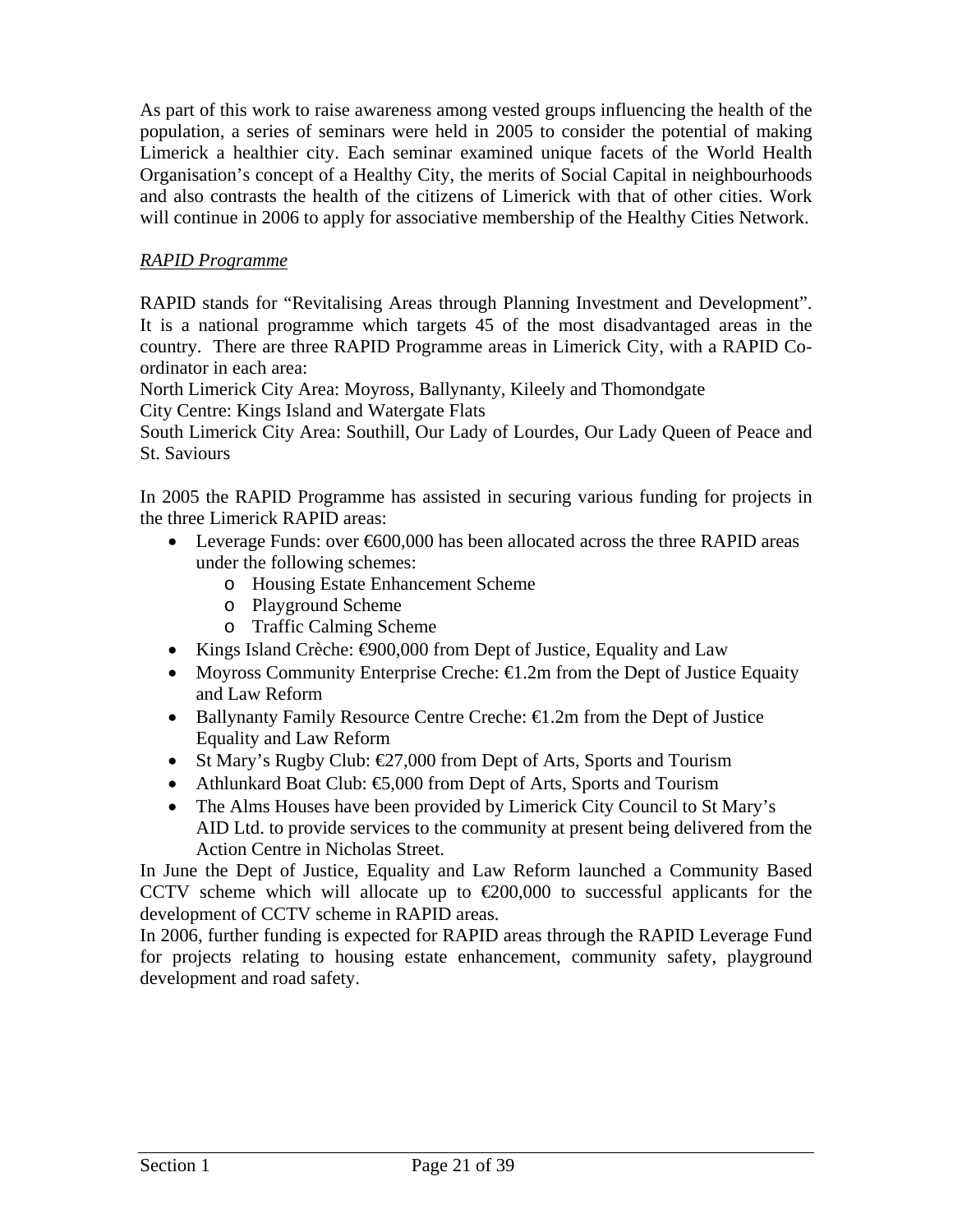As part of this work to raise awareness among vested groups influencing the health of the population, a series of seminars were held in 2005 to consider the potential of making Limerick a healthier city. Each seminar examined unique facets of the World Health Organisation's concept of a Healthy City, the merits of Social Capital in neighbourhoods and also contrasts the health of the citizens of Limerick with that of other cities. Work will continue in 2006 to apply for associative membership of the Healthy Cities Network.

*RAPID Programme*

RAPID stands for "Revitalising Areas through Planning Investment and Development". It is a national programme which targets 45 of the most disadvantaged areas in the country. There are three RAPID Programme areas in Limerick City, with a RAPID Co-ordinator in each area:

North Limerick City Area: Moyross, Ballynanty, Kileely and Thomondgate

City Centre: Kings Island and Watergate Flats

South Limerick City Area: Southill, Our Lady of Lourdes, Our Lady Queen of Peace and St. Saviours

In 2005 the RAPID Programme has assisted in securing various funding for projects in the three Limerick RAPID areas:

- Leverage Funds: over €600,000 has been allocated across the three RAPID areas under the following schemes:
  - Housing Estate Enhancement Scheme
  - Playground Scheme
  - Traffic Calming Scheme
- Kings Island Crèche: €900,000 from Dept of Justice, Equality and Law
- Moyross Community Enterprise Creche: €1.2m from the Dept of Justice Equaity and Law Reform
- Ballynanty Family Resource Centre Creche: €1.2m from the Dept of Justice Equality and Law Reform
- St Mary's Rugby Club: €27,000 from Dept of Arts, Sports and Tourism
- Athlunkard Boat Club: €5,000 from Dept of Arts, Sports and Tourism
- The Alms Houses have been provided by Limerick City Council to St Mary's AID Ltd. to provide services to the community at present being delivered from the Action Centre in Nicholas Street.

In June the Dept of Justice, Equality and Law Reform launched a Community Based CCTV scheme which will allocate up to €200,000 to successful applicants for the development of CCTV scheme in RAPID areas.

In 2006, further funding is expected for RAPID areas through the RAPID Leverage Fund for projects relating to housing estate enhancement, community safety, playground development and road safety.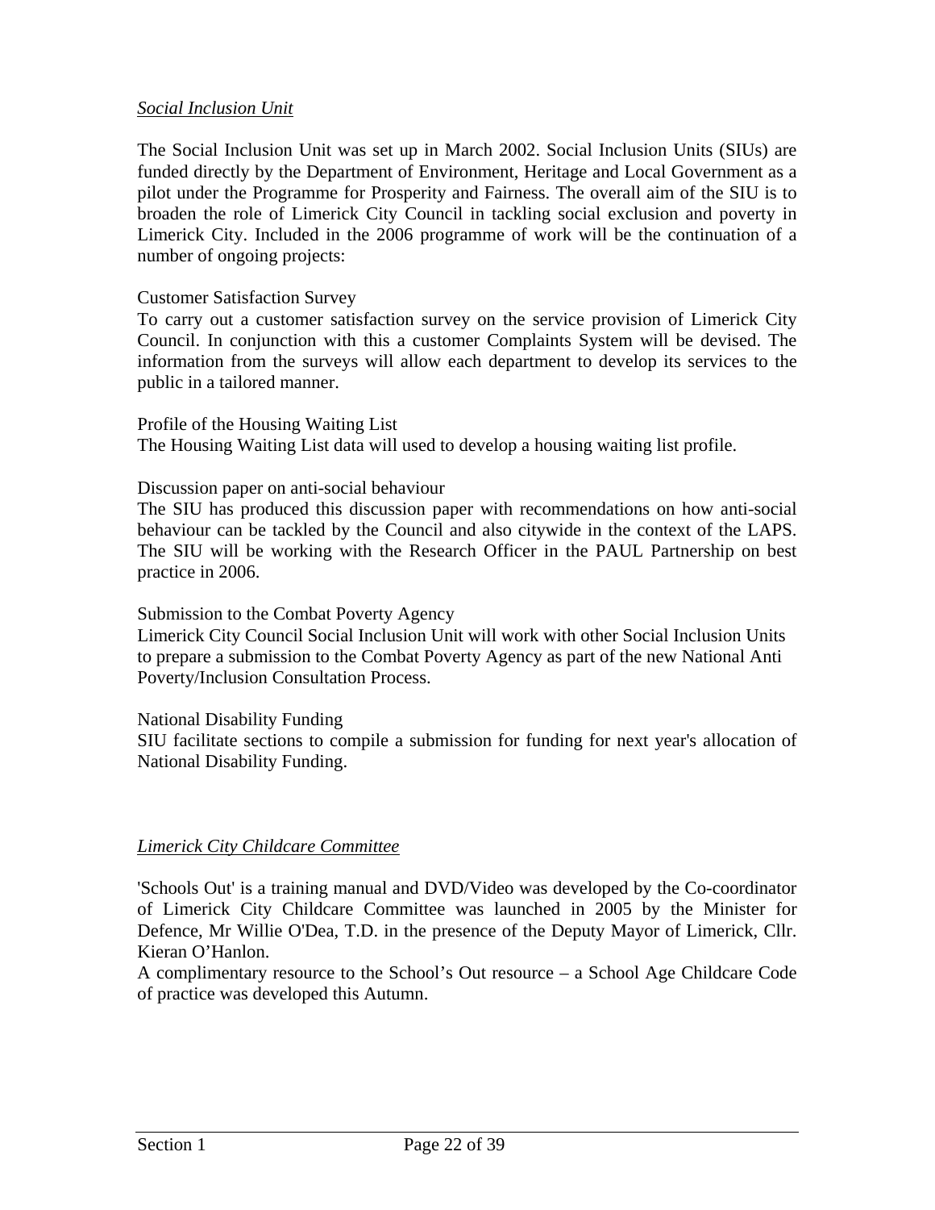*Social Inclusion Unit*

The Social Inclusion Unit was set up in March 2002. Social Inclusion Units (SIUs) are funded directly by the Department of Environment, Heritage and Local Government as a pilot under the Programme for Prosperity and Fairness. The overall aim of the SIU is to broaden the role of Limerick City Council in tackling social exclusion and poverty in Limerick City. Included in the 2006 programme of work will be the continuation of a number of ongoing projects:

Customer Satisfaction Survey
To carry out a customer satisfaction survey on the service provision of Limerick City Council. In conjunction with this a customer Complaints System will be devised. The information from the surveys will allow each department to develop its services to the public in a tailored manner.

Profile of the Housing Waiting List
The Housing Waiting List data will used to develop a housing waiting list profile.

Discussion paper on anti-social behaviour
The SIU has produced this discussion paper with recommendations on how anti-social behaviour can be tackled by the Council and also citywide in the context of the LAPS. The SIU will be working with the Research Officer in the PAUL Partnership on best practice in 2006.

Submission to the Combat Poverty Agency
Limerick City Council Social Inclusion Unit will work with other Social Inclusion Units to prepare a submission to the Combat Poverty Agency as part of the new National Anti Poverty/Inclusion Consultation Process.

National Disability Funding
SIU facilitate sections to compile a submission for funding for next year's allocation of National Disability Funding.

*Limerick City Childcare Committee*

'Schools Out' is a training manual and DVD/Video was developed by the Co-coordinator of Limerick City Childcare Committee was launched in 2005 by the Minister for Defence, Mr Willie O'Dea, T.D. in the presence of the Deputy Mayor of Limerick, Cllr. Kieran O'Hanlon.
A complimentary resource to the School's Out resource – a School Age Childcare Code of practice was developed this Autumn.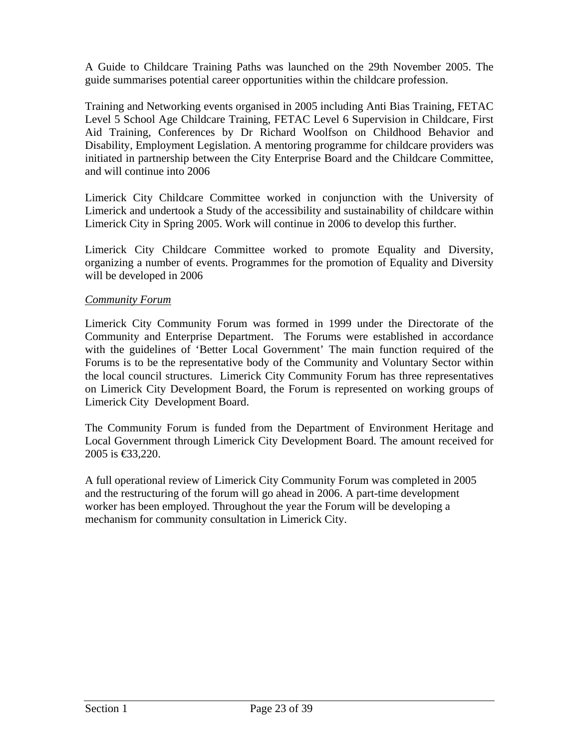A Guide to Childcare Training Paths was launched on the 29th November 2005. The guide summarises potential career opportunities within the childcare profession.

Training and Networking events organised in 2005 including Anti Bias Training, FETAC Level 5 School Age Childcare Training, FETAC Level 6 Supervision in Childcare, First Aid Training, Conferences by Dr Richard Woolfson on Childhood Behavior and Disability, Employment Legislation. A mentoring programme for childcare providers was initiated in partnership between the City Enterprise Board and the Childcare Committee, and will continue into 2006

Limerick City Childcare Committee worked in conjunction with the University of Limerick and undertook a Study of the accessibility and sustainability of childcare within Limerick City in Spring 2005. Work will continue in 2006 to develop this further.

Limerick City Childcare Committee worked to promote Equality and Diversity, organizing a number of events. Programmes for the promotion of Equality and Diversity will be developed in 2006

*Community Forum*

Limerick City Community Forum was formed in 1999 under the Directorate of the Community and Enterprise Department. The Forums were established in accordance with the guidelines of 'Better Local Government' The main function required of the Forums is to be the representative body of the Community and Voluntary Sector within the local council structures. Limerick City Community Forum has three representatives on Limerick City Development Board, the Forum is represented on working groups of Limerick City Development Board.

The Community Forum is funded from the Department of Environment Heritage and Local Government through Limerick City Development Board. The amount received for 2005 is €33,220.

A full operational review of Limerick City Community Forum was completed in 2005 and the restructuring of the forum will go ahead in 2006. A part-time development worker has been employed. Throughout the year the Forum will be developing a mechanism for community consultation in Limerick City.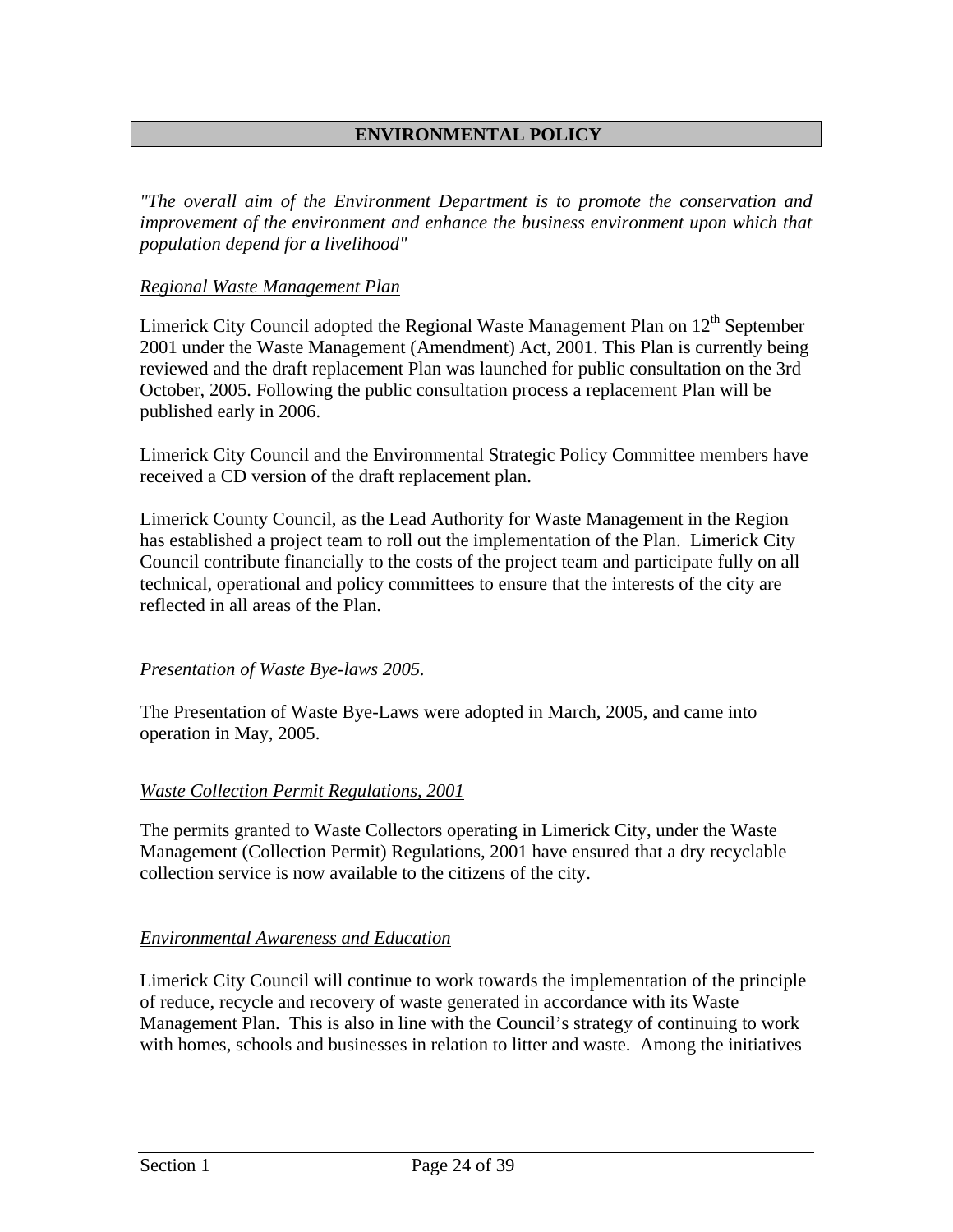## ENVIRONMENTAL POLICY

*"The overall aim of the Environment Department is to promote the conservation and improvement of the environment and enhance the business environment upon which that population depend for a livelihood"*

### *Regional Waste Management Plan*

Limerick City Council adopted the Regional Waste Management Plan on 12th September 2001 under the Waste Management (Amendment) Act, 2001. This Plan is currently being reviewed and the draft replacement Plan was launched for public consultation on the 3rd October, 2005. Following the public consultation process a replacement Plan will be published early in 2006.

Limerick City Council and the Environmental Strategic Policy Committee members have received a CD version of the draft replacement plan.

Limerick County Council, as the Lead Authority for Waste Management in the Region has established a project team to roll out the implementation of the Plan. Limerick City Council contribute financially to the costs of the project team and participate fully on all technical, operational and policy committees to ensure that the interests of the city are reflected in all areas of the Plan.

### *Presentation of Waste Bye-laws 2005.*

The Presentation of Waste Bye-Laws were adopted in March, 2005, and came into operation in May, 2005.

### *Waste Collection Permit Regulations, 2001*

The permits granted to Waste Collectors operating in Limerick City, under the Waste Management (Collection Permit) Regulations, 2001 have ensured that a dry recyclable collection service is now available to the citizens of the city.

### *Environmental Awareness and Education*

Limerick City Council will continue to work towards the implementation of the principle of reduce, recycle and recovery of waste generated in accordance with its Waste Management Plan. This is also in line with the Council's strategy of continuing to work with homes, schools and businesses in relation to litter and waste. Among the initiatives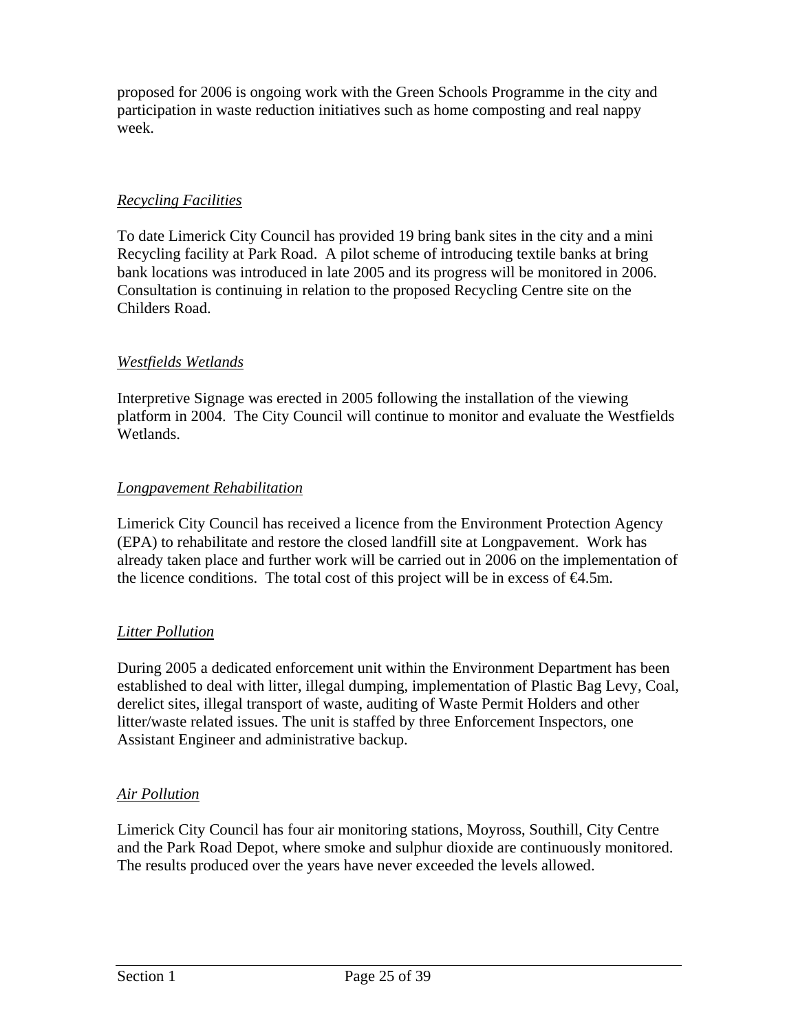proposed for 2006 is ongoing work with the Green Schools Programme in the city and participation in waste reduction initiatives such as home composting and real nappy week.

*Recycling Facilities*

To date Limerick City Council has provided 19 bring bank sites in the city and a mini Recycling facility at Park Road. A pilot scheme of introducing textile banks at bring bank locations was introduced in late 2005 and its progress will be monitored in 2006. Consultation is continuing in relation to the proposed Recycling Centre site on the Childers Road.

*Westfields Wetlands*

Interpretive Signage was erected in 2005 following the installation of the viewing platform in 2004. The City Council will continue to monitor and evaluate the Westfields Wetlands.

*Longpavement Rehabilitation*

Limerick City Council has received a licence from the Environment Protection Agency (EPA) to rehabilitate and restore the closed landfill site at Longpavement. Work has already taken place and further work will be carried out in 2006 on the implementation of the licence conditions. The total cost of this project will be in excess of €4.5m.

*Litter Pollution*

During 2005 a dedicated enforcement unit within the Environment Department has been established to deal with litter, illegal dumping, implementation of Plastic Bag Levy, Coal, derelict sites, illegal transport of waste, auditing of Waste Permit Holders and other litter/waste related issues. The unit is staffed by three Enforcement Inspectors, one Assistant Engineer and administrative backup.

*Air Pollution*

Limerick City Council has four air monitoring stations, Moyross, Southill, City Centre and the Park Road Depot, where smoke and sulphur dioxide are continuously monitored. The results produced over the years have never exceeded the levels allowed.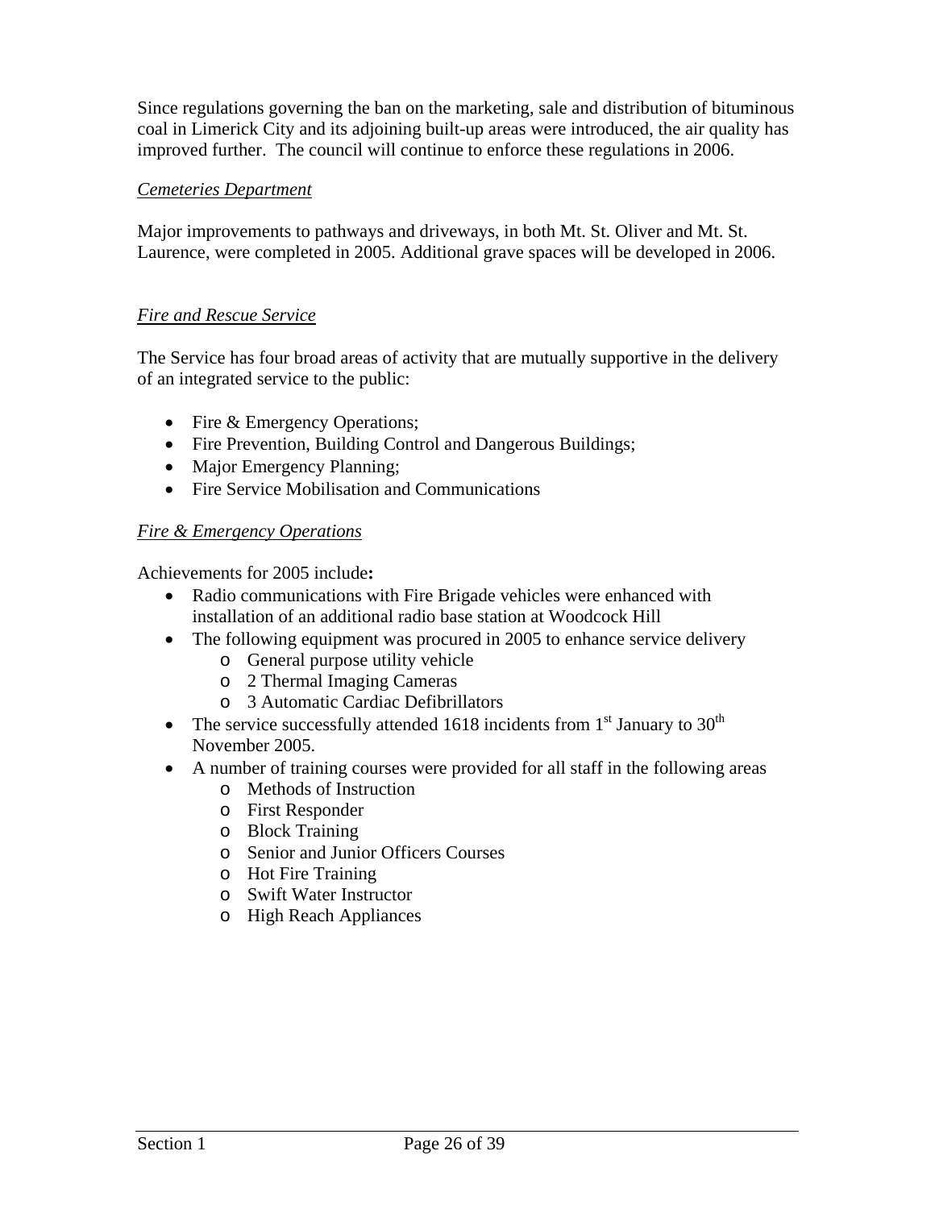Since regulations governing the ban on the marketing, sale and distribution of bituminous coal in Limerick City and its adjoining built-up areas were introduced, the air quality has improved further. The council will continue to enforce these regulations in 2006.

*Cemeteries Department*

Major improvements to pathways and driveways, in both Mt. St. Oliver and Mt. St. Laurence, were completed in 2005. Additional grave spaces will be developed in 2006.

*Fire and Rescue Service*

The Service has four broad areas of activity that are mutually supportive in the delivery of an integrated service to the public:

- Fire & Emergency Operations;
- Fire Prevention, Building Control and Dangerous Buildings;
- Major Emergency Planning;
- Fire Service Mobilisation and Communications

*Fire & Emergency Operations*

Achievements for 2005 include**:**

- Radio communications with Fire Brigade vehicles were enhanced with installation of an additional radio base station at Woodcock Hill
- The following equipment was procured in 2005 to enhance service delivery
  - General purpose utility vehicle
  - 2 Thermal Imaging Cameras
  - 3 Automatic Cardiac Defibrillators
- The service successfully attended 1618 incidents from 1st January to 30th November 2005.
- A number of training courses were provided for all staff in the following areas
  - Methods of Instruction
  - First Responder
  - Block Training
  - Senior and Junior Officers Courses
  - Hot Fire Training
  - Swift Water Instructor
  - High Reach Appliances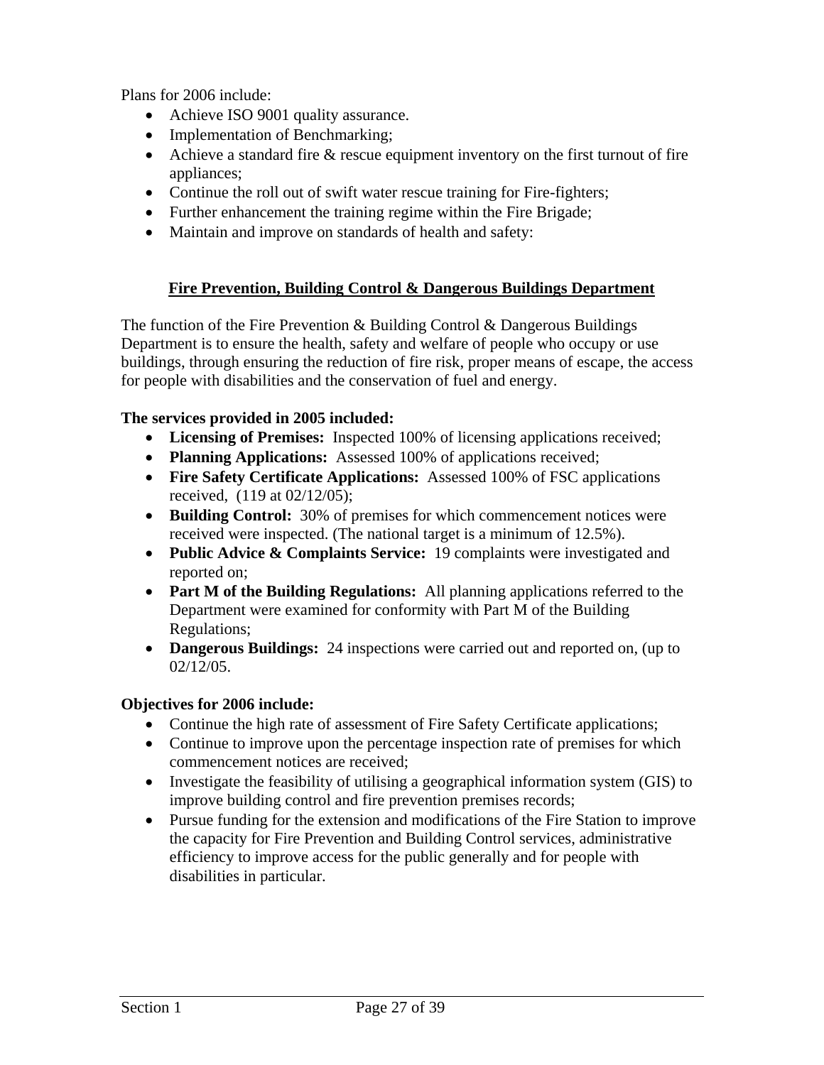Plans for 2006 include:

- Achieve ISO 9001 quality assurance.
- Implementation of Benchmarking;
- Achieve a standard fire & rescue equipment inventory on the first turnout of fire appliances;
- Continue the roll out of swift water rescue training for Fire-fighters;
- Further enhancement the training regime within the Fire Brigade;
- Maintain and improve on standards of health and safety:

## Fire Prevention, Building Control & Dangerous Buildings Department

The function of the Fire Prevention & Building Control & Dangerous Buildings Department is to ensure the health, safety and welfare of people who occupy or use buildings, through ensuring the reduction of fire risk, proper means of escape, the access for people with disabilities and the conservation of fuel and energy.

**The services provided in 2005 included:**

- **Licensing of Premises:** Inspected 100% of licensing applications received;
- **Planning Applications:** Assessed 100% of applications received;
- **Fire Safety Certificate Applications:** Assessed 100% of FSC applications received, (119 at 02/12/05);
- **Building Control:** 30% of premises for which commencement notices were received were inspected. (The national target is a minimum of 12.5%).
- **Public Advice & Complaints Service:** 19 complaints were investigated and reported on;
- **Part M of the Building Regulations:** All planning applications referred to the Department were examined for conformity with Part M of the Building Regulations;
- **Dangerous Buildings:** 24 inspections were carried out and reported on, (up to 02/12/05.

**Objectives for 2006 include:**

- Continue the high rate of assessment of Fire Safety Certificate applications;
- Continue to improve upon the percentage inspection rate of premises for which commencement notices are received;
- Investigate the feasibility of utilising a geographical information system (GIS) to improve building control and fire prevention premises records;
- Pursue funding for the extension and modifications of the Fire Station to improve the capacity for Fire Prevention and Building Control services, administrative efficiency to improve access for the public generally and for people with disabilities in particular.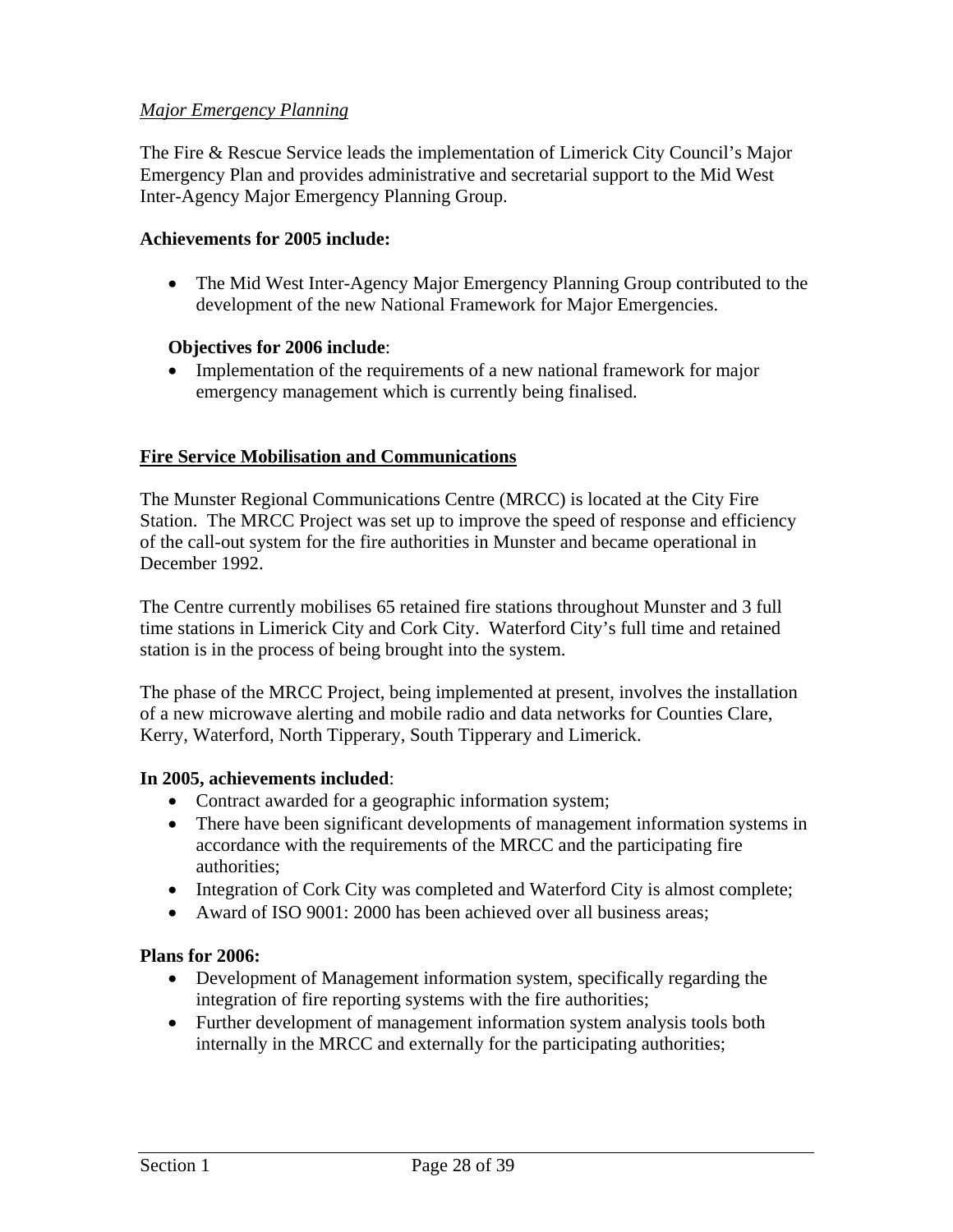*Major Emergency Planning*

The Fire & Rescue Service leads the implementation of Limerick City Council's Major Emergency Plan and provides administrative and secretarial support to the Mid West Inter-Agency Major Emergency Planning Group.

**Achievements for 2005 include:**

- The Mid West Inter-Agency Major Emergency Planning Group contributed to the development of the new National Framework for Major Emergencies.

**Objectives for 2006 include**:

- Implementation of the requirements of a new national framework for major emergency management which is currently being finalised.

## Fire Service Mobilisation and Communications

The Munster Regional Communications Centre (MRCC) is located at the City Fire Station. The MRCC Project was set up to improve the speed of response and efficiency of the call-out system for the fire authorities in Munster and became operational in December 1992.

The Centre currently mobilises 65 retained fire stations throughout Munster and 3 full time stations in Limerick City and Cork City. Waterford City's full time and retained station is in the process of being brought into the system.

The phase of the MRCC Project, being implemented at present, involves the installation of a new microwave alerting and mobile radio and data networks for Counties Clare, Kerry, Waterford, North Tipperary, South Tipperary and Limerick.

**In 2005, achievements included**:

- Contract awarded for a geographic information system;
- There have been significant developments of management information systems in accordance with the requirements of the MRCC and the participating fire authorities;
- Integration of Cork City was completed and Waterford City is almost complete;
- Award of ISO 9001: 2000 has been achieved over all business areas;

**Plans for 2006:**

- Development of Management information system, specifically regarding the integration of fire reporting systems with the fire authorities;
- Further development of management information system analysis tools both internally in the MRCC and externally for the participating authorities;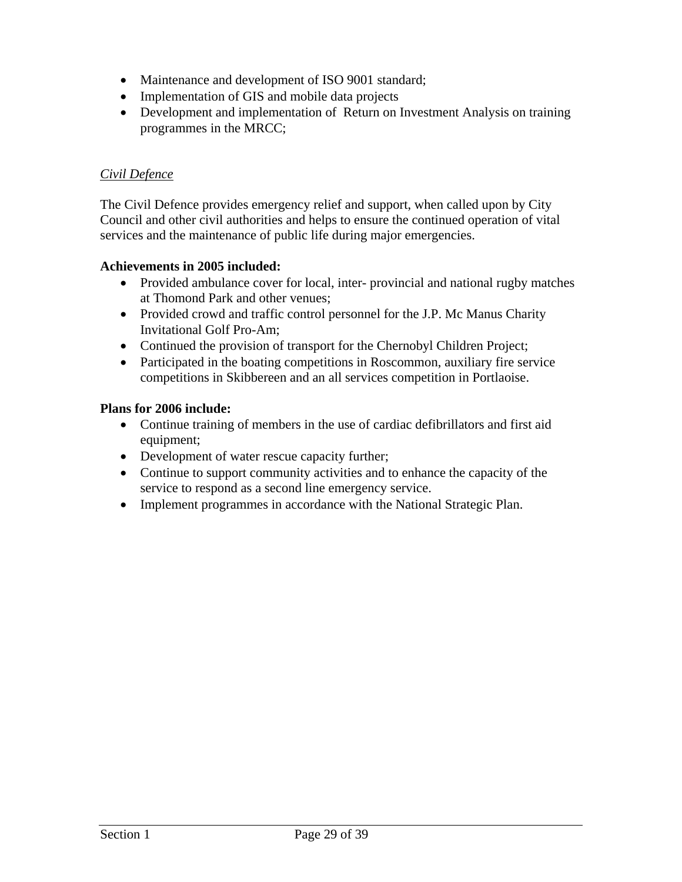- Maintenance and development of ISO 9001 standard;
- Implementation of GIS and mobile data projects
- Development and implementation of Return on Investment Analysis on training programmes in the MRCC;

*Civil Defence*

The Civil Defence provides emergency relief and support, when called upon by City Council and other civil authorities and helps to ensure the continued operation of vital services and the maintenance of public life during major emergencies.

**Achievements in 2005 included:**

- Provided ambulance cover for local, inter- provincial and national rugby matches at Thomond Park and other venues;
- Provided crowd and traffic control personnel for the J.P. Mc Manus Charity Invitational Golf Pro-Am;
- Continued the provision of transport for the Chernobyl Children Project;
- Participated in the boating competitions in Roscommon, auxiliary fire service competitions in Skibbereen and an all services competition in Portlaoise.

**Plans for 2006 include:**

- Continue training of members in the use of cardiac defibrillators and first aid equipment;
- Development of water rescue capacity further;
- Continue to support community activities and to enhance the capacity of the service to respond as a second line emergency service.
- Implement programmes in accordance with the National Strategic Plan.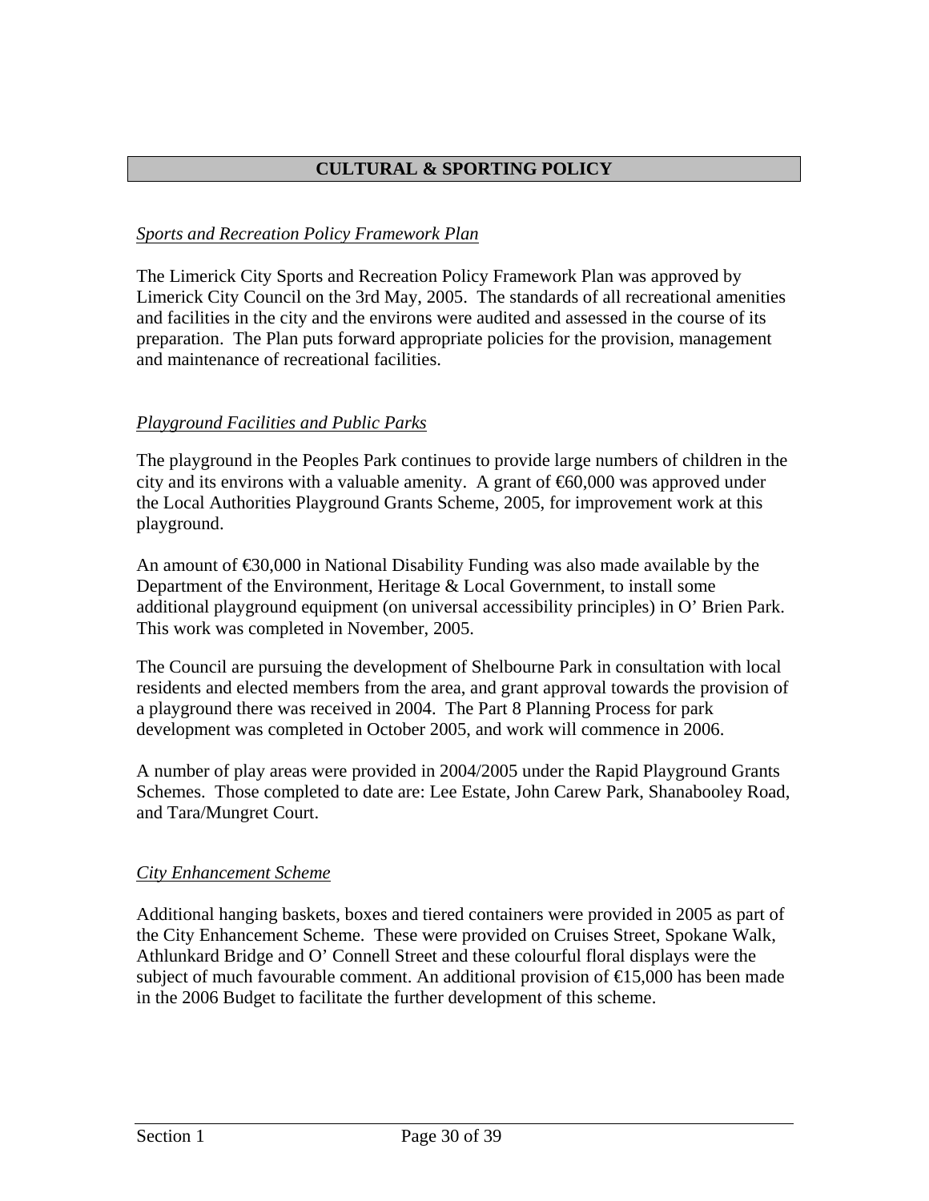## CULTURAL & SPORTING POLICY

### *Sports and Recreation Policy Framework Plan*

The Limerick City Sports and Recreation Policy Framework Plan was approved by Limerick City Council on the 3rd May, 2005. The standards of all recreational amenities and facilities in the city and the environs were audited and assessed in the course of its preparation. The Plan puts forward appropriate policies for the provision, management and maintenance of recreational facilities.

### *Playground Facilities and Public Parks*

The playground in the Peoples Park continues to provide large numbers of children in the city and its environs with a valuable amenity. A grant of €60,000 was approved under the Local Authorities Playground Grants Scheme, 2005, for improvement work at this playground.

An amount of €30,000 in National Disability Funding was also made available by the Department of the Environment, Heritage & Local Government, to install some additional playground equipment (on universal accessibility principles) in O' Brien Park. This work was completed in November, 2005.

The Council are pursuing the development of Shelbourne Park in consultation with local residents and elected members from the area, and grant approval towards the provision of a playground there was received in 2004. The Part 8 Planning Process for park development was completed in October 2005, and work will commence in 2006.

A number of play areas were provided in 2004/2005 under the Rapid Playground Grants Schemes. Those completed to date are: Lee Estate, John Carew Park, Shanabooley Road, and Tara/Mungret Court.

### *City Enhancement Scheme*

Additional hanging baskets, boxes and tiered containers were provided in 2005 as part of the City Enhancement Scheme. These were provided on Cruises Street, Spokane Walk, Athlunkard Bridge and O' Connell Street and these colourful floral displays were the subject of much favourable comment. An additional provision of €15,000 has been made in the 2006 Budget to facilitate the further development of this scheme.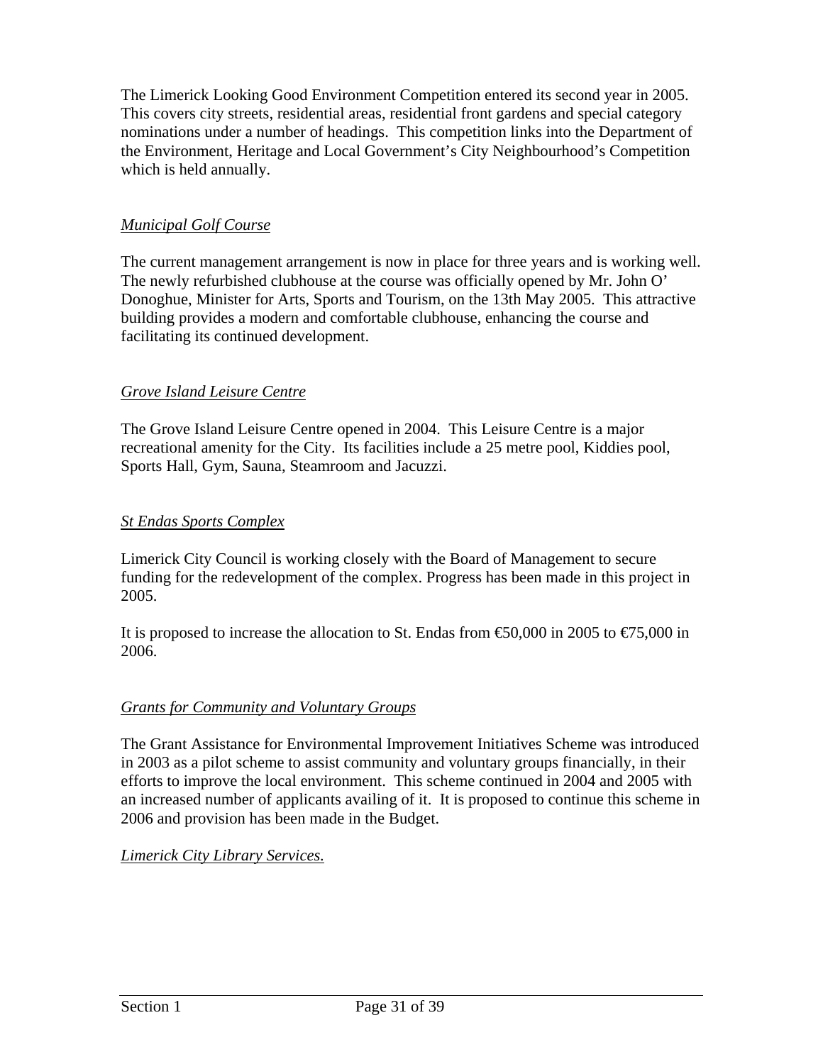The Limerick Looking Good Environment Competition entered its second year in 2005. This covers city streets, residential areas, residential front gardens and special category nominations under a number of headings. This competition links into the Department of the Environment, Heritage and Local Government's City Neighbourhood's Competition which is held annually.

### *Municipal Golf Course*

The current management arrangement is now in place for three years and is working well. The newly refurbished clubhouse at the course was officially opened by Mr. John O' Donoghue, Minister for Arts, Sports and Tourism, on the 13th May 2005. This attractive building provides a modern and comfortable clubhouse, enhancing the course and facilitating its continued development.

### *Grove Island Leisure Centre*

The Grove Island Leisure Centre opened in 2004. This Leisure Centre is a major recreational amenity for the City. Its facilities include a 25 metre pool, Kiddies pool, Sports Hall, Gym, Sauna, Steamroom and Jacuzzi.

### *St Endas Sports Complex*

Limerick City Council is working closely with the Board of Management to secure funding for the redevelopment of the complex. Progress has been made in this project in 2005.

It is proposed to increase the allocation to St. Endas from €50,000 in 2005 to €75,000 in 2006.

### *Grants for Community and Voluntary Groups*

The Grant Assistance for Environmental Improvement Initiatives Scheme was introduced in 2003 as a pilot scheme to assist community and voluntary groups financially, in their efforts to improve the local environment. This scheme continued in 2004 and 2005 with an increased number of applicants availing of it. It is proposed to continue this scheme in 2006 and provision has been made in the Budget.

### *Limerick City Library Services.*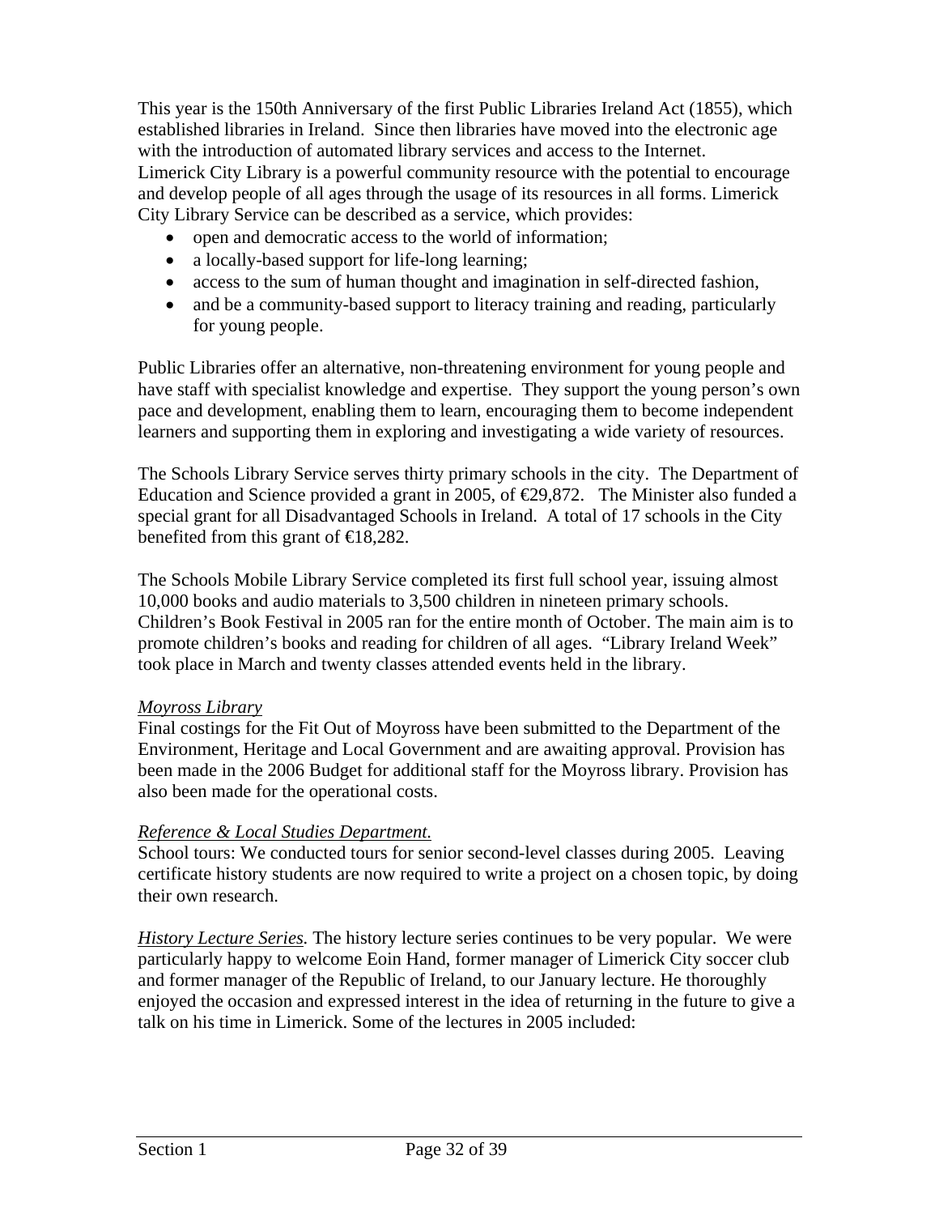This year is the 150th Anniversary of the first Public Libraries Ireland Act (1855), which established libraries in Ireland. Since then libraries have moved into the electronic age with the introduction of automated library services and access to the Internet. Limerick City Library is a powerful community resource with the potential to encourage and develop people of all ages through the usage of its resources in all forms. Limerick City Library Service can be described as a service, which provides:

- open and democratic access to the world of information;
- a locally-based support for life-long learning;
- access to the sum of human thought and imagination in self-directed fashion,
- and be a community-based support to literacy training and reading, particularly for young people.

Public Libraries offer an alternative, non-threatening environment for young people and have staff with specialist knowledge and expertise. They support the young person's own pace and development, enabling them to learn, encouraging them to become independent learners and supporting them in exploring and investigating a wide variety of resources.

The Schools Library Service serves thirty primary schools in the city. The Department of Education and Science provided a grant in 2005, of €29,872. The Minister also funded a special grant for all Disadvantaged Schools in Ireland. A total of 17 schools in the City benefited from this grant of €18,282.

The Schools Mobile Library Service completed its first full school year, issuing almost 10,000 books and audio materials to 3,500 children in nineteen primary schools. Children's Book Festival in 2005 ran for the entire month of October. The main aim is to promote children's books and reading for children of all ages. "Library Ireland Week" took place in March and twenty classes attended events held in the library.

*Moyross Library*

Final costings for the Fit Out of Moyross have been submitted to the Department of the Environment, Heritage and Local Government and are awaiting approval. Provision has been made in the 2006 Budget for additional staff for the Moyross library. Provision has also been made for the operational costs.

*Reference & Local Studies Department.*

School tours: We conducted tours for senior second-level classes during 2005. Leaving certificate history students are now required to write a project on a chosen topic, by doing their own research.

*History Lecture Series.* The history lecture series continues to be very popular. We were particularly happy to welcome Eoin Hand, former manager of Limerick City soccer club and former manager of the Republic of Ireland, to our January lecture. He thoroughly enjoyed the occasion and expressed interest in the idea of returning in the future to give a talk on his time in Limerick. Some of the lectures in 2005 included: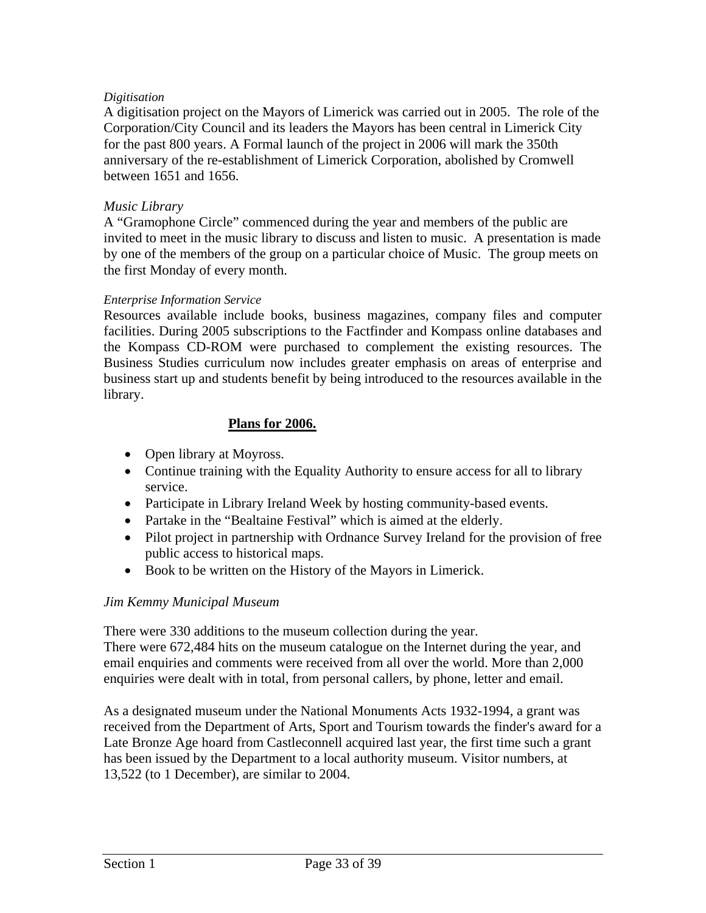*Digitisation*

A digitisation project on the Mayors of Limerick was carried out in 2005. The role of the Corporation/City Council and its leaders the Mayors has been central in Limerick City for the past 800 years. A Formal launch of the project in 2006 will mark the 350th anniversary of the re-establishment of Limerick Corporation, abolished by Cromwell between 1651 and 1656.

*Music Library*

A "Gramophone Circle" commenced during the year and members of the public are invited to meet in the music library to discuss and listen to music. A presentation is made by one of the members of the group on a particular choice of Music. The group meets on the first Monday of every month.

*Enterprise Information Service*

Resources available include books, business magazines, company files and computer facilities. During 2005 subscriptions to the Factfinder and Kompass online databases and the Kompass CD-ROM were purchased to complement the existing resources. The Business Studies curriculum now includes greater emphasis on areas of enterprise and business start up and students benefit by being introduced to the resources available in the library.

## Plans for 2006.

- Open library at Moyross.
- Continue training with the Equality Authority to ensure access for all to library service.
- Participate in Library Ireland Week by hosting community-based events.
- Partake in the "Bealtaine Festival" which is aimed at the elderly.
- Pilot project in partnership with Ordnance Survey Ireland for the provision of free public access to historical maps.
- Book to be written on the History of the Mayors in Limerick.

*Jim Kemmy Municipal Museum*

There were 330 additions to the museum collection during the year.
There were 672,484 hits on the museum catalogue on the Internet during the year, and email enquiries and comments were received from all over the world. More than 2,000 enquiries were dealt with in total, from personal callers, by phone, letter and email.

As a designated museum under the National Monuments Acts 1932-1994, a grant was received from the Department of Arts, Sport and Tourism towards the finder's award for a Late Bronze Age hoard from Castleconnell acquired last year, the first time such a grant has been issued by the Department to a local authority museum. Visitor numbers, at 13,522 (to 1 December), are similar to 2004.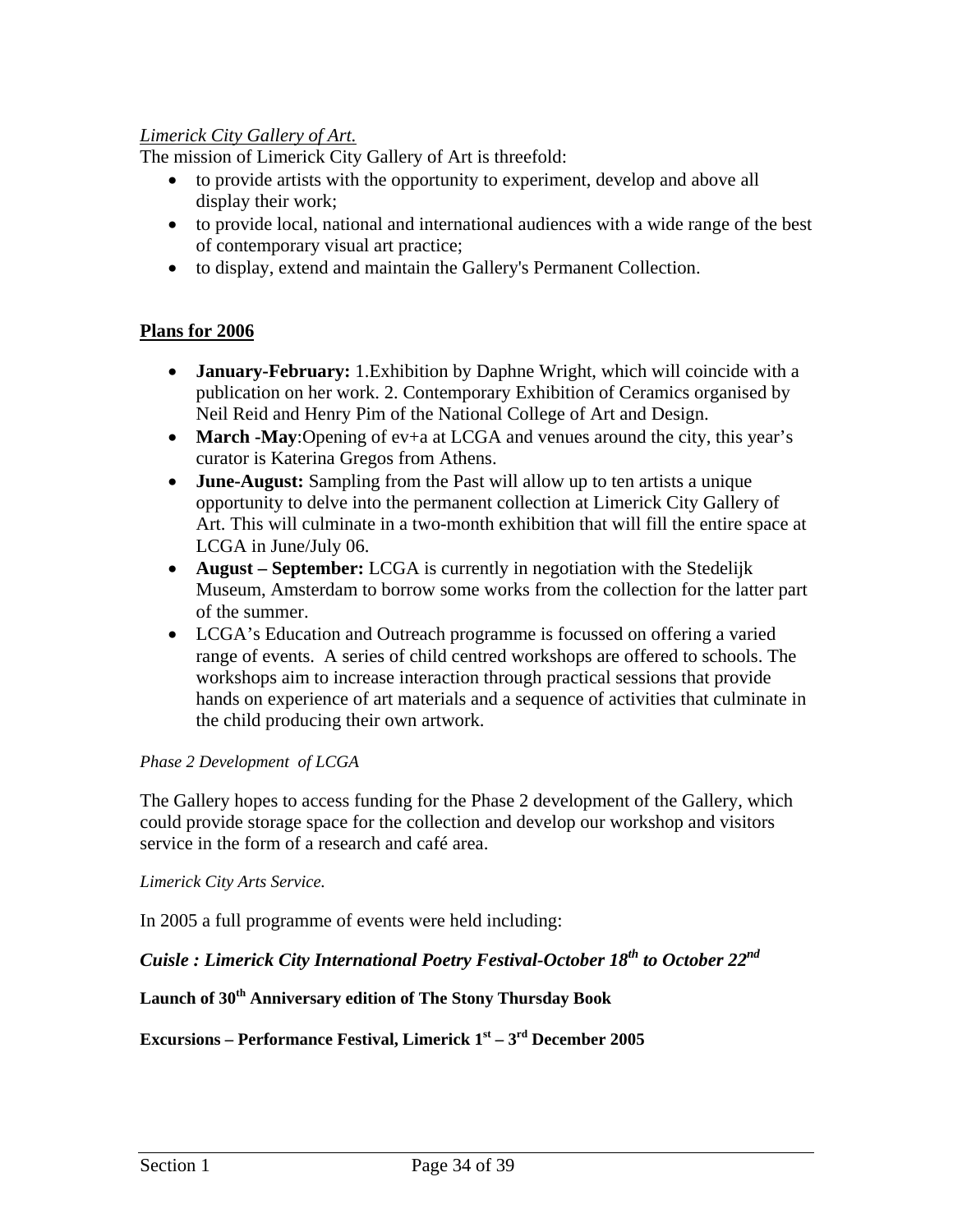*Limerick City Gallery of Art.*

The mission of Limerick City Gallery of Art is threefold:

- to provide artists with the opportunity to experiment, develop and above all display their work;
- to provide local, national and international audiences with a wide range of the best of contemporary visual art practice;
- to display, extend and maintain the Gallery's Permanent Collection.

**Plans for 2006**

- **January-February:** 1.Exhibition by Daphne Wright, which will coincide with a publication on her work. 2. Contemporary Exhibition of Ceramics organised by Neil Reid and Henry Pim of the National College of Art and Design.
- **March -May**:Opening of ev+a at LCGA and venues around the city, this year's curator is Katerina Gregos from Athens.
- **June-August:** Sampling from the Past will allow up to ten artists a unique opportunity to delve into the permanent collection at Limerick City Gallery of Art. This will culminate in a two-month exhibition that will fill the entire space at LCGA in June/July 06.
- **August – September:** LCGA is currently in negotiation with the Stedelijk Museum, Amsterdam to borrow some works from the collection for the latter part of the summer.
- LCGA's Education and Outreach programme is focussed on offering a varied range of events. A series of child centred workshops are offered to schools. The workshops aim to increase interaction through practical sessions that provide hands on experience of art materials and a sequence of activities that culminate in the child producing their own artwork.

*Phase 2 Development of LCGA*

The Gallery hopes to access funding for the Phase 2 development of the Gallery, which could provide storage space for the collection and develop our workshop and visitors service in the form of a research and café area.

*Limerick City Arts Service.*

In 2005 a full programme of events were held including:

***Cuisle : Limerick City International Poetry Festival-October 18th to October 22nd***

**Launch of 30th Anniversary edition of The Stony Thursday Book**

**Excursions – Performance Festival, Limerick 1st – 3rd December 2005**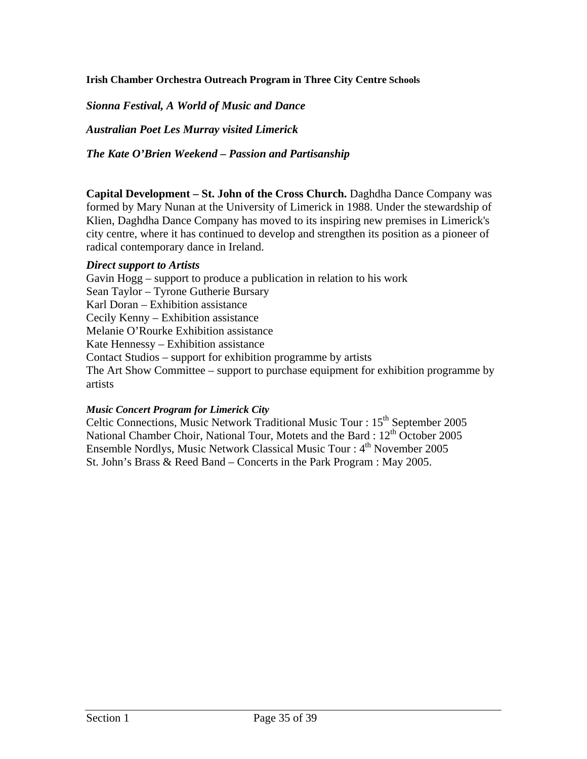**Irish Chamber Orchestra Outreach Program in Three City Centre Schools**

***Sionna Festival, A World of Music and Dance***

***Australian Poet Les Murray visited Limerick***

***The Kate O'Brien Weekend – Passion and Partisanship***

**Capital Development – St. John of the Cross Church.** Daghdha Dance Company was formed by Mary Nunan at the University of Limerick in 1988. Under the stewardship of Klien, Daghdha Dance Company has moved to its inspiring new premises in Limerick's city centre, where it has continued to develop and strengthen its position as a pioneer of radical contemporary dance in Ireland.

***Direct support to Artists***

Gavin Hogg – support to produce a publication in relation to his work
Sean Taylor – Tyrone Gutherie Bursary
Karl Doran – Exhibition assistance
Cecily Kenny – Exhibition assistance
Melanie O'Rourke Exhibition assistance
Kate Hennessy – Exhibition assistance
Contact Studios – support for exhibition programme by artists
The Art Show Committee – support to purchase equipment for exhibition programme by artists

***Music Concert Program for Limerick City***

Celtic Connections, Music Network Traditional Music Tour : 15th September 2005
National Chamber Choir, National Tour, Motets and the Bard : 12th October 2005
Ensemble Nordlys, Music Network Classical Music Tour : 4th November 2005
St. John's Brass & Reed Band – Concerts in the Park Program : May 2005.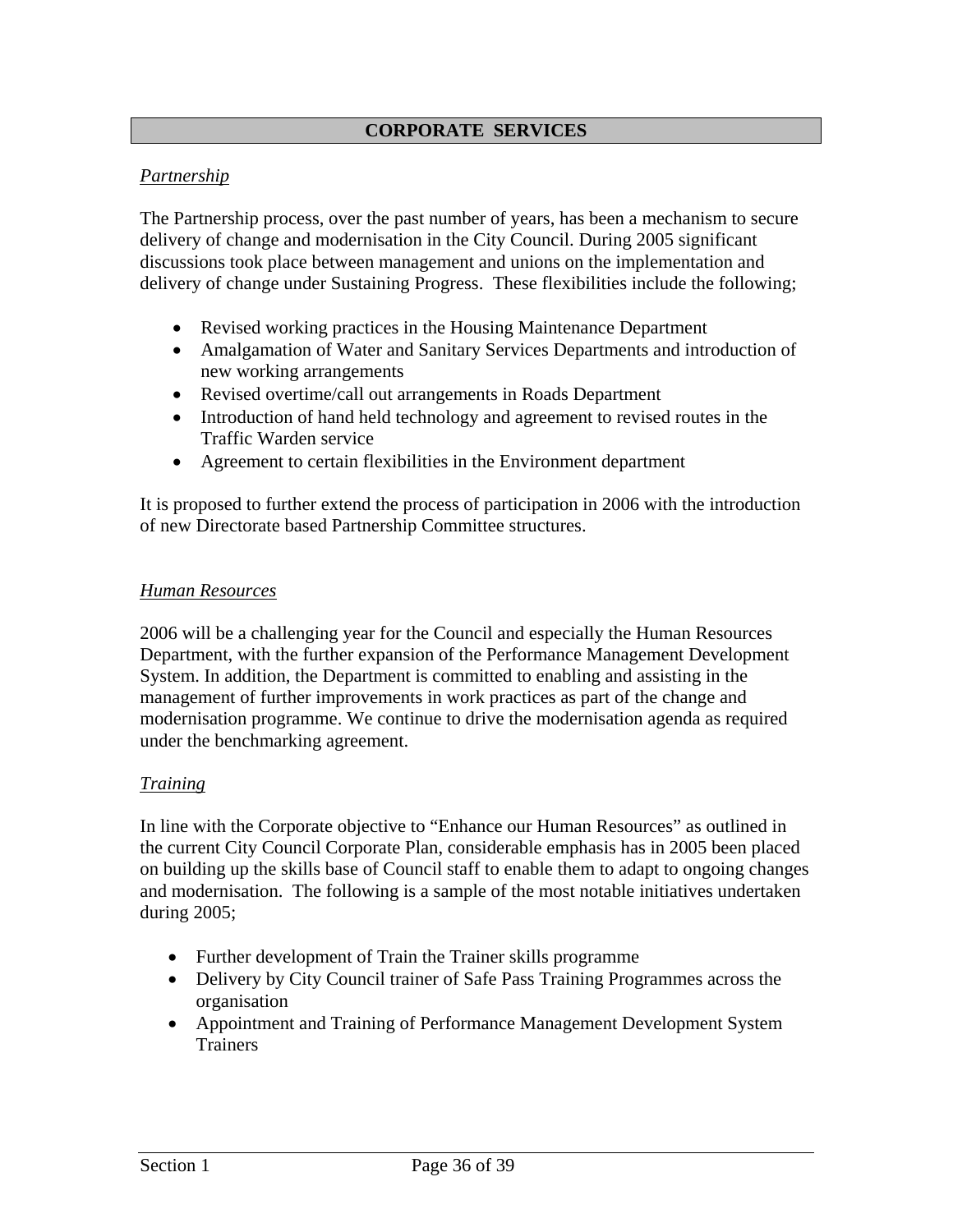## CORPORATE SERVICES

*Partnership*

The Partnership process, over the past number of years, has been a mechanism to secure delivery of change and modernisation in the City Council. During 2005 significant discussions took place between management and unions on the implementation and delivery of change under Sustaining Progress. These flexibilities include the following;

- Revised working practices in the Housing Maintenance Department
- Amalgamation of Water and Sanitary Services Departments and introduction of new working arrangements
- Revised overtime/call out arrangements in Roads Department
- Introduction of hand held technology and agreement to revised routes in the Traffic Warden service
- Agreement to certain flexibilities in the Environment department

It is proposed to further extend the process of participation in 2006 with the introduction of new Directorate based Partnership Committee structures.

*Human Resources*

2006 will be a challenging year for the Council and especially the Human Resources Department, with the further expansion of the Performance Management Development System. In addition, the Department is committed to enabling and assisting in the management of further improvements in work practices as part of the change and modernisation programme. We continue to drive the modernisation agenda as required under the benchmarking agreement.

*Training*

In line with the Corporate objective to "Enhance our Human Resources" as outlined in the current City Council Corporate Plan, considerable emphasis has in 2005 been placed on building up the skills base of Council staff to enable them to adapt to ongoing changes and modernisation. The following is a sample of the most notable initiatives undertaken during 2005;

- Further development of Train the Trainer skills programme
- Delivery by City Council trainer of Safe Pass Training Programmes across the organisation
- Appointment and Training of Performance Management Development System Trainers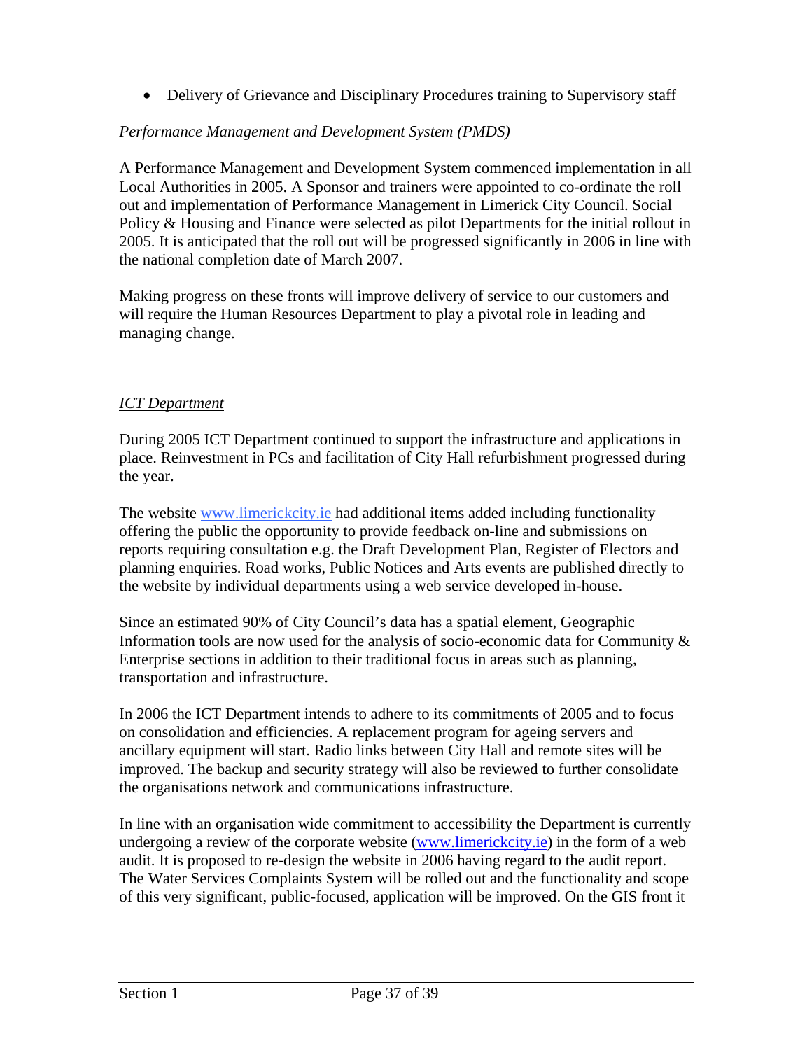- Delivery of Grievance and Disciplinary Procedures training to Supervisory staff

*Performance Management and Development System (PMDS)*

A Performance Management and Development System commenced implementation in all Local Authorities in 2005. A Sponsor and trainers were appointed to co-ordinate the roll out and implementation of Performance Management in Limerick City Council. Social Policy & Housing and Finance were selected as pilot Departments for the initial rollout in 2005. It is anticipated that the roll out will be progressed significantly in 2006 in line with the national completion date of March 2007.

Making progress on these fronts will improve delivery of service to our customers and will require the Human Resources Department to play a pivotal role in leading and managing change.

*ICT Department*

During 2005 ICT Department continued to support the infrastructure and applications in place. Reinvestment in PCs and facilitation of City Hall refurbishment progressed during the year.

The website www.limerickcity.ie had additional items added including functionality offering the public the opportunity to provide feedback on-line and submissions on reports requiring consultation e.g. the Draft Development Plan, Register of Electors and planning enquiries. Road works, Public Notices and Arts events are published directly to the website by individual departments using a web service developed in-house.

Since an estimated 90% of City Council's data has a spatial element, Geographic Information tools are now used for the analysis of socio-economic data for Community & Enterprise sections in addition to their traditional focus in areas such as planning, transportation and infrastructure.

In 2006 the ICT Department intends to adhere to its commitments of 2005 and to focus on consolidation and efficiencies. A replacement program for ageing servers and ancillary equipment will start. Radio links between City Hall and remote sites will be improved. The backup and security strategy will also be reviewed to further consolidate the organisations network and communications infrastructure.

In line with an organisation wide commitment to accessibility the Department is currently undergoing a review of the corporate website (www.limerickcity.ie) in the form of a web audit. It is proposed to re-design the website in 2006 having regard to the audit report. The Water Services Complaints System will be rolled out and the functionality and scope of this very significant, public-focused, application will be improved. On the GIS front it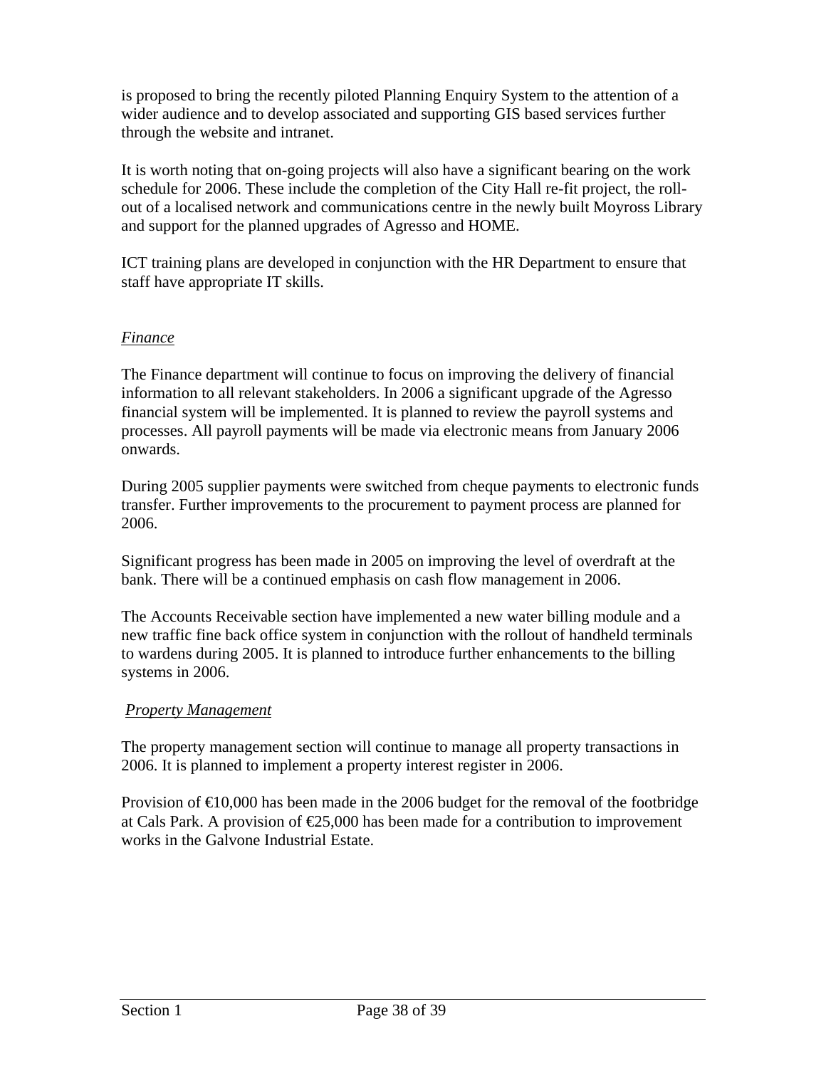is proposed to bring the recently piloted Planning Enquiry System to the attention of a wider audience and to develop associated and supporting GIS based services further through the website and intranet.

It is worth noting that on-going projects will also have a significant bearing on the work schedule for 2006. These include the completion of the City Hall re-fit project, the roll-out of a localised network and communications centre in the newly built Moyross Library and support for the planned upgrades of Agresso and HOME.

ICT training plans are developed in conjunction with the HR Department to ensure that staff have appropriate IT skills.

*Finance*

The Finance department will continue to focus on improving the delivery of financial information to all relevant stakeholders. In 2006 a significant upgrade of the Agresso financial system will be implemented. It is planned to review the payroll systems and processes. All payroll payments will be made via electronic means from January 2006 onwards.

During 2005 supplier payments were switched from cheque payments to electronic funds transfer. Further improvements to the procurement to payment process are planned for 2006.

Significant progress has been made in 2005 on improving the level of overdraft at the bank. There will be a continued emphasis on cash flow management in 2006.

The Accounts Receivable section have implemented a new water billing module and a new traffic fine back office system in conjunction with the rollout of handheld terminals to wardens during 2005. It is planned to introduce further enhancements to the billing systems in 2006.

*Property Management*

The property management section will continue to manage all property transactions in 2006. It is planned to implement a property interest register in 2006.

Provision of €10,000 has been made in the 2006 budget for the removal of the footbridge at Cals Park. A provision of €25,000 has been made for a contribution to improvement works in the Galvone Industrial Estate.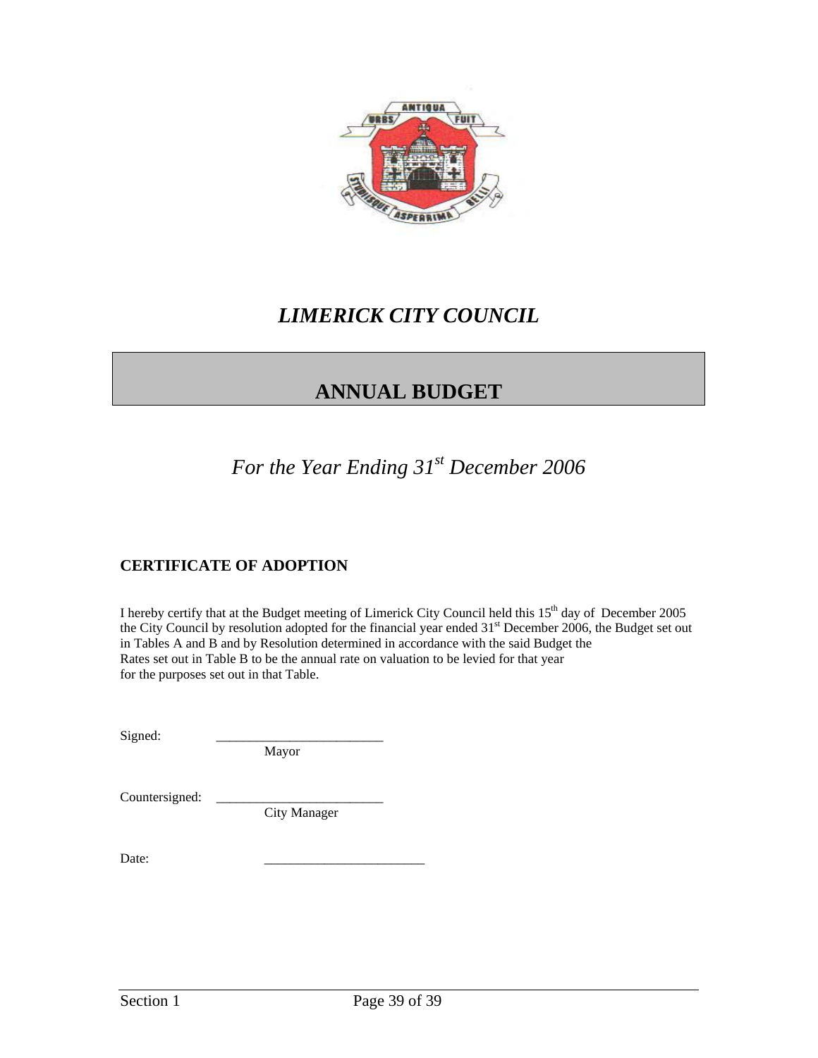# *LIMERICK CITY COUNCIL*

# ANNUAL BUDGET

## *For the Year Ending 31st December 2006*

### CERTIFICATE OF ADOPTION

I hereby certify that at the Budget meeting of Limerick City Council held this 15th day of December 2005 the City Council by resolution adopted for the financial year ended 31st December 2006, the Budget set out in Tables A and B and by Resolution determined in accordance with the said Budget the Rates set out in Table B to be the annual rate on valuation to be levied for that year for the purposes set out in that Table.

Signed: _________________________
Mayor

Countersigned: _________________________
City Manager

Date: _________________________